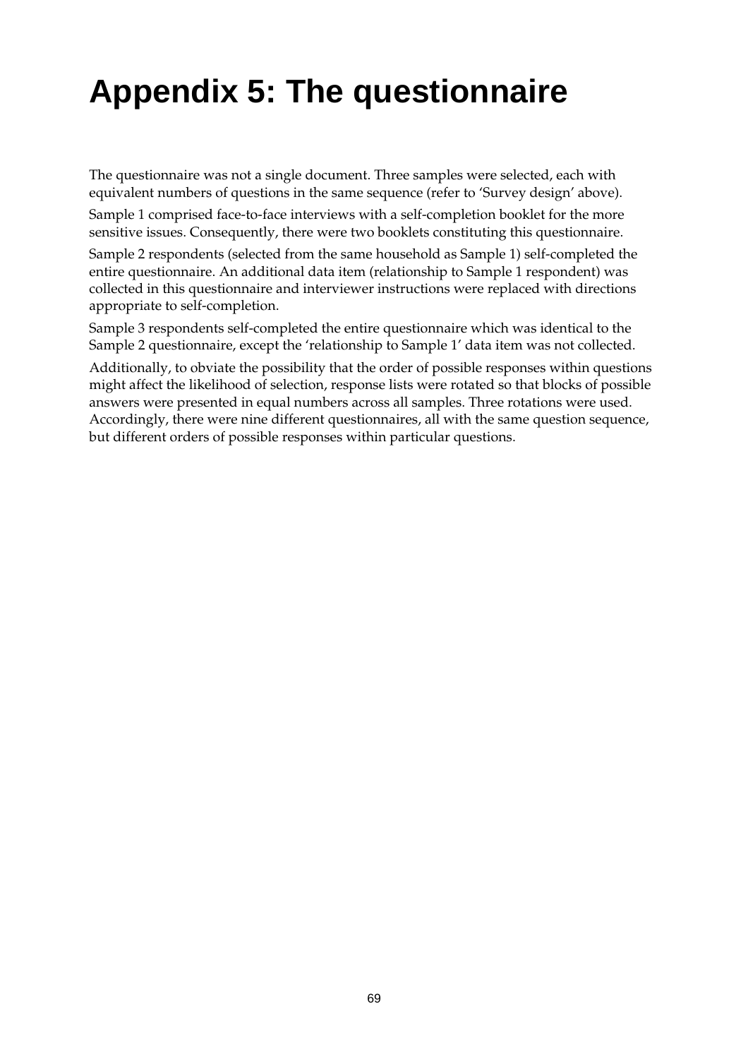# Appendix 5: The questionnaire

The questionnaire was not a single document. Three samples were selected, each with equivalent numbers of questions in the same sequence (refer to 'Survey design' above).

Sample 1 comprised face-to-face interviews with a self-completion booklet for the more sensitive issues. Consequently, there were two booklets constituting this questionnaire.

Sample 2 respondents (selected from the same household as Sample 1) self-completed the entire questionnaire. An additional data item (relationship to Sample 1 respondent) was collected in this questionnaire and interviewer instructions were replaced with directions appropriate to self-completion.

Sample 3 respondents self-completed the entire questionnaire which was identical to the Sample 2 questionnaire, except the 'relationship to Sample 1' data item was not collected.

Additionally, to obviate the possibility that the order of possible responses within questions might affect the likelihood of selection, response lists were rotated so that blocks of possible answers were presented in equal numbers across all samples. Three rotations were used. Accordingly, there were nine different questionnaires, all with the same question sequence, but different orders of possible responses within particular questions.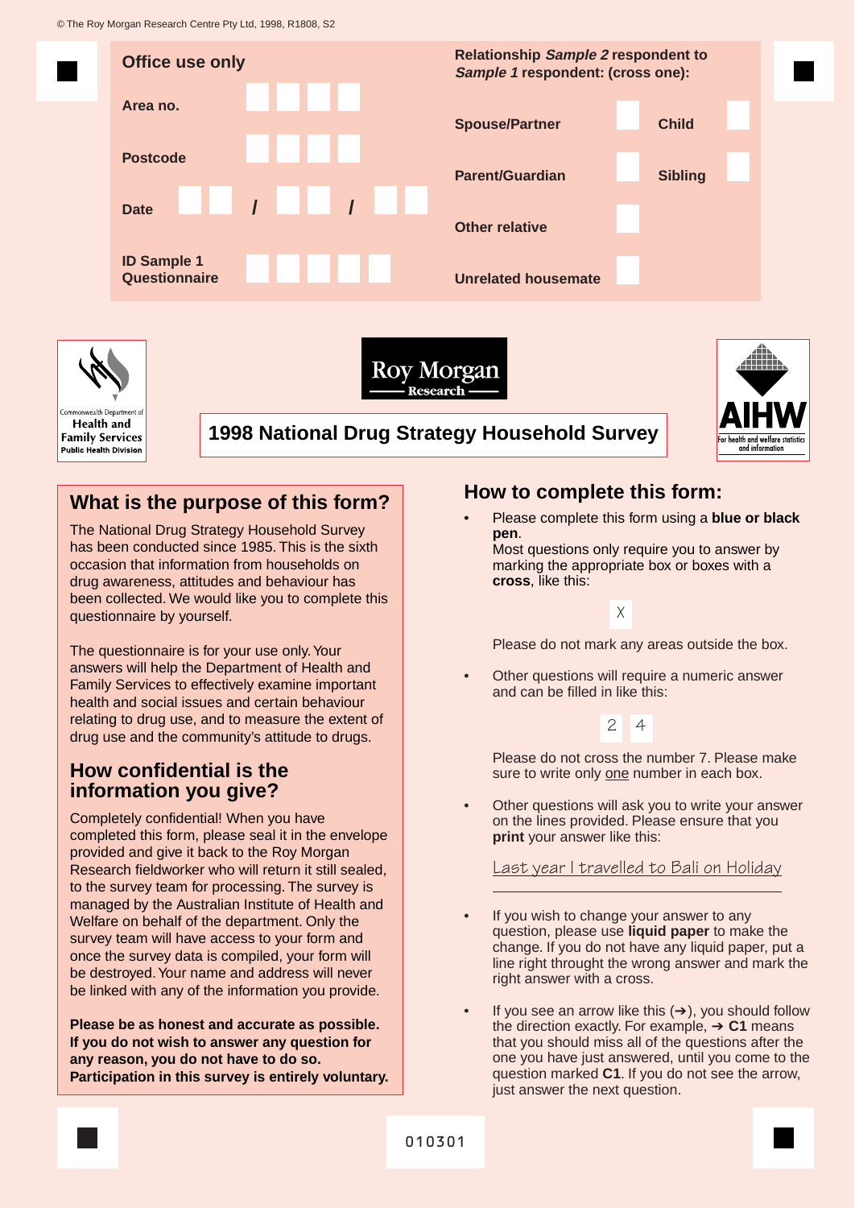© The Roy Morgan Research Centre Pty Ltd, 1998, R1808, S2

**Office use only**

Area no. ☐☐☐☐

Postcode ☐☐☐☐

Date ☐☐ / ☐☐ / ☐☐

ID Sample 1 Questionnaire ☐☐☐☐☐

**Relationship *Sample 2* respondent to *Sample 1* respondent: (cross one):**

| | | | |
|---|---|---|---|
| Spouse/Partner | ☐ | Child | ☐ |
| Parent/Guardian | ☐ | Sibling | ☐ |
| Other relative | ☐ | | |
| Unrelated housemate | ☐ | | |

Commonwealth Department of Health and Family Services Public Health Division

Roy Morgan Research

AIHW For health and welfare statistics and information

# 1998 National Drug Strategy Household Survey

## What is the purpose of this form?

The National Drug Strategy Household Survey has been conducted since 1985. This is the sixth occasion that information from households on drug awareness, attitudes and behaviour has been collected. We would like you to complete this questionnaire by yourself.

The questionnaire is for your use only. Your answers will help the Department of Health and Family Services to effectively examine important health and social issues and certain behaviour relating to drug use, and to measure the extent of drug use and the community's attitude to drugs.

## How confidential is the information you give?

Completely confidential! When you have completed this form, please seal it in the envelope provided and give it back to the Roy Morgan Research fieldworker who will return it still sealed, to the survey team for processing. The survey is managed by the Australian Institute of Health and Welfare on behalf of the department. Only the survey team will have access to your form and once the survey data is compiled, your form will be destroyed. Your name and address will never be linked with any of the information you provide.

**Please be as honest and accurate as possible. If you do not wish to answer any question for any reason, you do not have to do so. Participation in this survey is entirely voluntary.**

## How to complete this form:

- Please complete this form using a **blue or black pen**.
  Most questions only require you to answer by marking the appropriate box or boxes with a **cross**, like this:

  X

  Please do not mark any areas outside the box.

- Other questions will require a numeric answer and can be filled in like this:

  2 4

  Please do not cross the number 7. Please make sure to write only one number in each box.

- Other questions will ask you to write your answer on the lines provided. Please ensure that you **print** your answer like this:

  Last year I travelled to Bali on Holiday

- If you wish to change your answer to any question, please use **liquid paper** to make the change. If you do not have any liquid paper, put a line right throught the wrong answer and mark the right answer with a cross.

- If you see an arrow like this (➔), you should follow the direction exactly. For example, ➔ **C1** means that you should miss all of the questions after the one you have just answered, until you come to the question marked **C1**. If you do not see the arrow, just answer the next question.

010301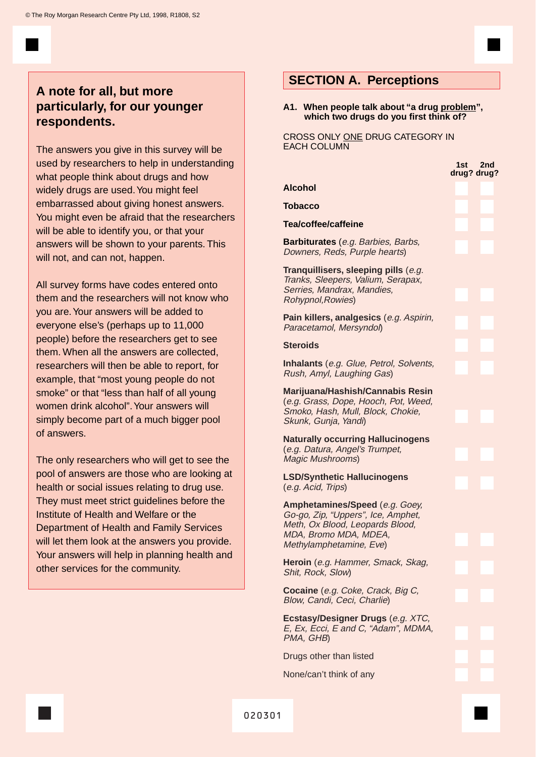© The Roy Morgan Research Centre Pty Ltd, 1998, R1808, S2

## A note for all, but more particularly, for our younger respondents.

The answers you give in this survey will be used by researchers to help in understanding what people think about drugs and how widely drugs are used. You might feel embarrassed about giving honest answers. You might even be afraid that the researchers will be able to identify you, or that your answers will be shown to your parents. This will not, and can not, happen.

All survey forms have codes entered onto them and the researchers will not know who you are. Your answers will be added to everyone else's (perhaps up to 11,000 people) before the researchers get to see them. When all the answers are collected, researchers will then be able to report, for example, that "most young people do not smoke" or that "less than half of all young women drink alcohol". Your answers will simply become part of a much bigger pool of answers.

The only researchers who will get to see the pool of answers are those who are looking at health or social issues relating to drug use. They must meet strict guidelines before the Institute of Health and Welfare or the Department of Health and Family Services will let them look at the answers you provide. Your answers will help in planning health and other services for the community.

## SECTION A. Perceptions

**A1. When people talk about "a drug problem", which two drugs do you first think of?**

CROSS ONLY ONE DRUG CATEGORY IN EACH COLUMN

| | 1st drug? | 2nd drug? |
|---|---|---|
| **Alcohol** | | |
| **Tobacco** | | |
| **Tea/coffee/caffeine** | | |
| **Barbiturates** (*e.g. Barbies, Barbs, Downers, Reds, Purple hearts*) | | |
| **Tranquillisers, sleeping pills** (*e.g. Tranks, Sleepers, Valium, Serapax, Serries, Mandrax, Mandies, Rohypnol,Rowies*) | | |
| **Pain killers, analgesics** (*e.g. Aspirin, Paracetamol, Mersyndol*) | | |
| **Steroids** | | |
| **Inhalants** (*e.g. Glue, Petrol, Solvents, Rush, Amyl, Laughing Gas*) | | |
| **Marijuana/Hashish/Cannabis Resin** (*e.g. Grass, Dope, Hooch, Pot, Weed, Smoko, Hash, Mull, Block, Chokie, Skunk, Gunja, Yandi*) | | |
| **Naturally occurring Hallucinogens** (*e.g. Datura, Angel's Trumpet, Magic Mushrooms*) | | |
| **LSD/Synthetic Hallucinogens** (*e.g. Acid, Trips*) | | |
| **Amphetamines/Speed** (*e.g. Goey, Go-go, Zip, "Uppers", Ice, Amphet, Meth, Ox Blood, Leopards Blood, MDA, Bromo MDA, MDEA, Methylamphetamine, Eve*) | | |
| **Heroin** (*e.g. Hammer, Smack, Skag, Shit, Rock, Slow*) | | |
| **Cocaine** (*e.g. Coke, Crack, Big C, Blow, Candi, Ceci, Charlie*) | | |
| **Ecstasy/Designer Drugs** (*e.g. XTC, E, Ex, Ecci, E and C, "Adam", MDMA, PMA, GHB*) | | |
| Drugs other than listed | | |
| None/can't think of any | | |

020301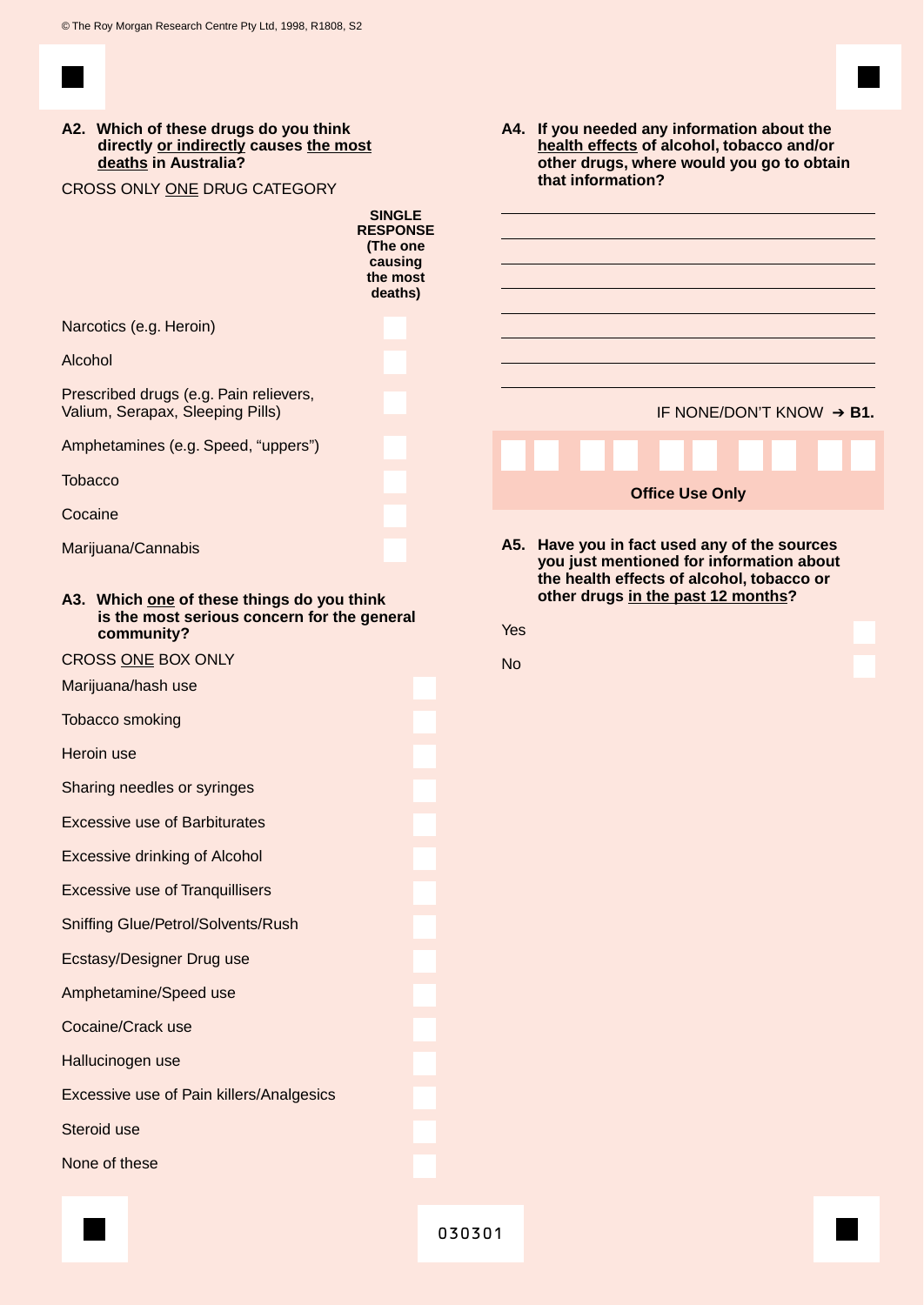**A2. Which of these drugs do you think directly <u>or indirectly</u> causes <u>the most deaths</u> in Australia?**

CROSS ONLY <u>ONE</u> DRUG CATEGORY

| | **SINGLE RESPONSE (The one causing the most deaths)** |
|---|---|
| Narcotics (e.g. Heroin) | |
| Alcohol | |
| Prescribed drugs (e.g. Pain relievers, Valium, Serapax, Sleeping Pills) | |
| Amphetamines (e.g. Speed, "uppers") | |
| Tobacco | |
| Cocaine | |
| Marijuana/Cannabis | |

**A3. Which <u>one</u> of these things do you think is the most serious concern for the general community?**

CROSS <u>ONE</u> BOX ONLY

| | |
|---|---|
| Marijuana/hash use | |
| Tobacco smoking | |
| Heroin use | |
| Sharing needles or syringes | |
| Excessive use of Barbiturates | |
| Excessive drinking of Alcohol | |
| Excessive use of Tranquillisers | |
| Sniffing Glue/Petrol/Solvents/Rush | |
| Ecstasy/Designer Drug use | |
| Amphetamine/Speed use | |
| Cocaine/Crack use | |
| Hallucinogen use | |
| Excessive use of Pain killers/Analgesics | |
| Steroid use | |
| None of these | |

**A4. If you needed any information about the <u>health effects</u> of alcohol, tobacco and/or other drugs, where would you go to obtain that information?**

______________________________

______________________________

______________________________

______________________________

______________________________

______________________________

______________________________

______________________________

IF NONE/DON'T KNOW ➔ **B1.**

**Office Use Only**

**A5. Have you in fact used any of the sources you just mentioned for information about the health effects of alcohol, tobacco or other drugs <u>in the past 12 months</u>?**

| | |
|---|---|
| Yes | |
| No | |

030301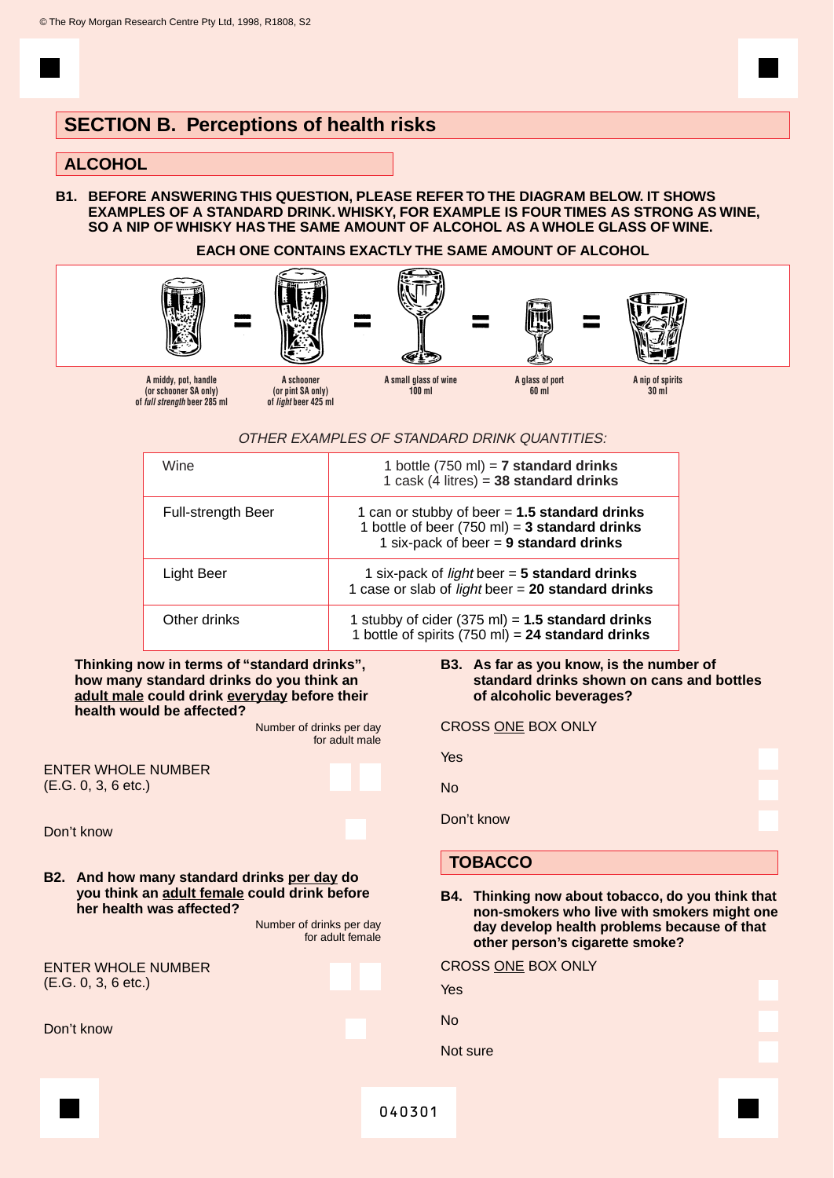© The Roy Morgan Research Centre Pty Ltd, 1998, R1808, S2

# SECTION B. Perceptions of health risks

## ALCOHOL

**B1. BEFORE ANSWERING THIS QUESTION, PLEASE REFER TO THE DIAGRAM BELOW. IT SHOWS EXAMPLES OF A STANDARD DRINK. WHISKY, FOR EXAMPLE IS FOUR TIMES AS STRONG AS WINE, SO A NIP OF WHISKY HAS THE SAME AMOUNT OF ALCOHOL AS A WHOLE GLASS OF WINE.**

**EACH ONE CONTAINS EXACTLY THE SAME AMOUNT OF ALCOHOL**

A middy, pot, handle (or schooner SA only) of *full strength* beer 285 ml = A schooner (or pint SA only) of *light* beer 425 ml = A small glass of wine 100 ml = A glass of port 60 ml = A nip of spirits 30 ml

*OTHER EXAMPLES OF STANDARD DRINK QUANTITIES:*

| | |
|---|---|
| Wine | 1 bottle (750 ml) = **7 standard drinks**<br>1 cask (4 litres) = **38 standard drinks** |
| Full-strength Beer | 1 can or stubby of beer = **1.5 standard drinks**<br>1 bottle of beer (750 ml) = **3 standard drinks**<br>1 six-pack of beer = **9 standard drinks** |
| Light Beer | 1 six-pack of *light* beer = **5 standard drinks**<br>1 case or slab of *light* beer = **20 standard drinks** |
| Other drinks | 1 stubby of cider (375 ml) = **1.5 standard drinks**<br>1 bottle of spirits (750 ml) = **24 standard drinks** |

**Thinking now in terms of "standard drinks", how many standard drinks do you think an adult male could drink everyday before their health would be affected?**

Number of drinks per day for adult male

ENTER WHOLE NUMBER (E.G. 0, 3, 6 etc.) ☐☐

Don't know ☐

**B2. And how many standard drinks per day do you think an adult female could drink before her health was affected?**

Number of drinks per day for adult female

ENTER WHOLE NUMBER (E.G. 0, 3, 6 etc.) ☐☐

Don't know ☐

**B3. As far as you know, is the number of standard drinks shown on cans and bottles of alcoholic beverages?**

CROSS ONE BOX ONLY

- Yes ☐
- No ☐
- Don't know ☐

## TOBACCO

**B4. Thinking now about tobacco, do you think that non-smokers who live with smokers might one day develop health problems because of that other person's cigarette smoke?**

CROSS ONE BOX ONLY

- Yes ☐
- No ☐
- Not sure ☐

040301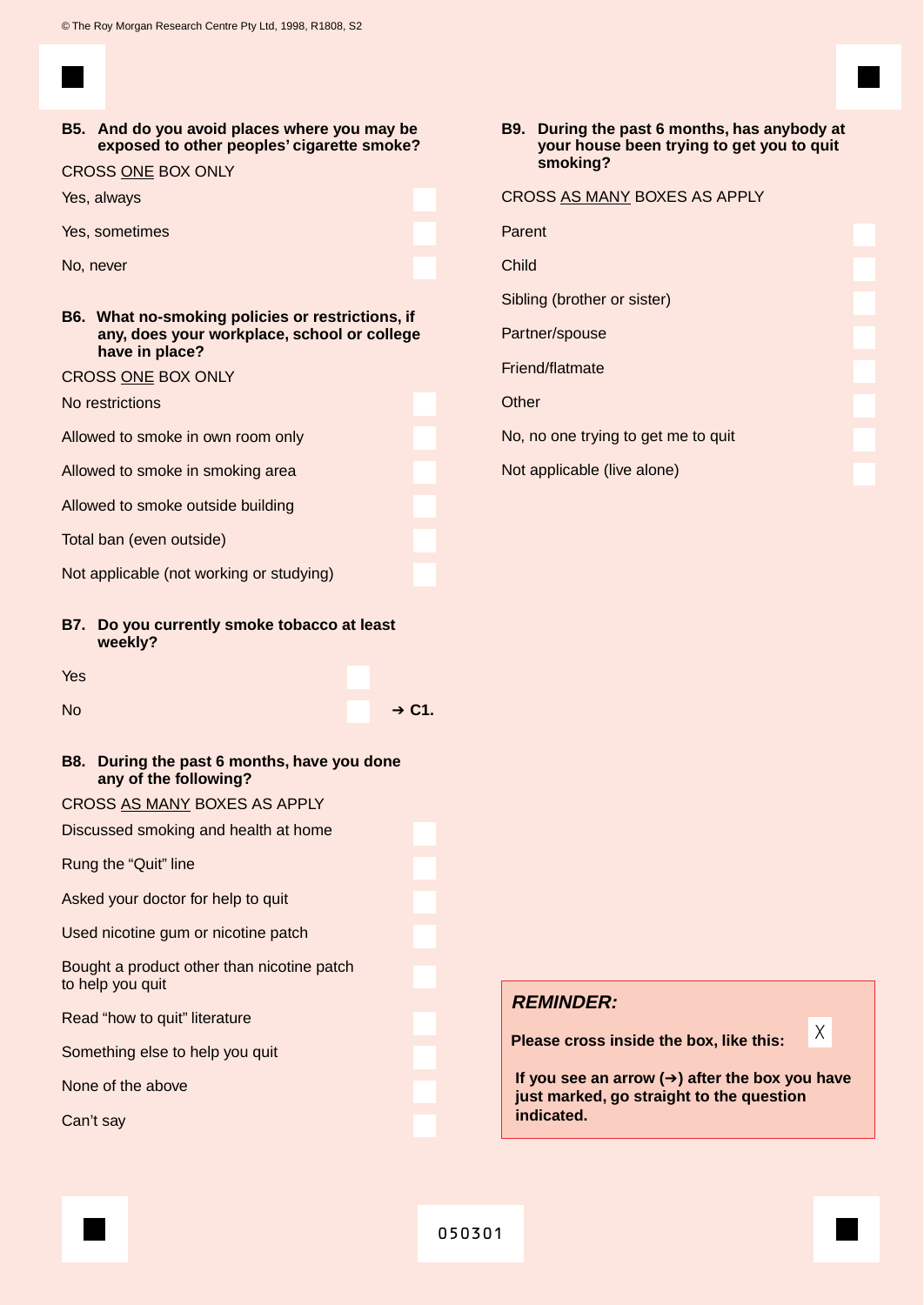**B5. And do you avoid places where you may be exposed to other peoples' cigarette smoke?**

CROSS ONE BOX ONLY

- Yes, always
- Yes, sometimes
- No, never

**B6. What no-smoking policies or restrictions, if any, does your workplace, school or college have in place?**

CROSS ONE BOX ONLY

- No restrictions
- Allowed to smoke in own room only
- Allowed to smoke in smoking area
- Allowed to smoke outside building
- Total ban (even outside)
- Not applicable (not working or studying)

**B7. Do you currently smoke tobacco at least weekly?**

- Yes
- No ➔ **C1.**

**B8. During the past 6 months, have you done any of the following?**

CROSS AS MANY BOXES AS APPLY

- Discussed smoking and health at home
- Rung the "Quit" line
- Asked your doctor for help to quit
- Used nicotine gum or nicotine patch
- Bought a product other than nicotine patch to help you quit
- Read "how to quit" literature
- Something else to help you quit
- None of the above
- Can't say

**B9. During the past 6 months, has anybody at your house been trying to get you to quit smoking?**

CROSS AS MANY BOXES AS APPLY

- Parent
- Child
- Sibling (brother or sister)
- Partner/spouse
- Friend/flatmate
- Other
- No, no one trying to get me to quit
- Not applicable (live alone)

***REMINDER:***

**Please cross inside the box, like this:** X

**If you see an arrow (➔) after the box you have just marked, go straight to the question indicated.**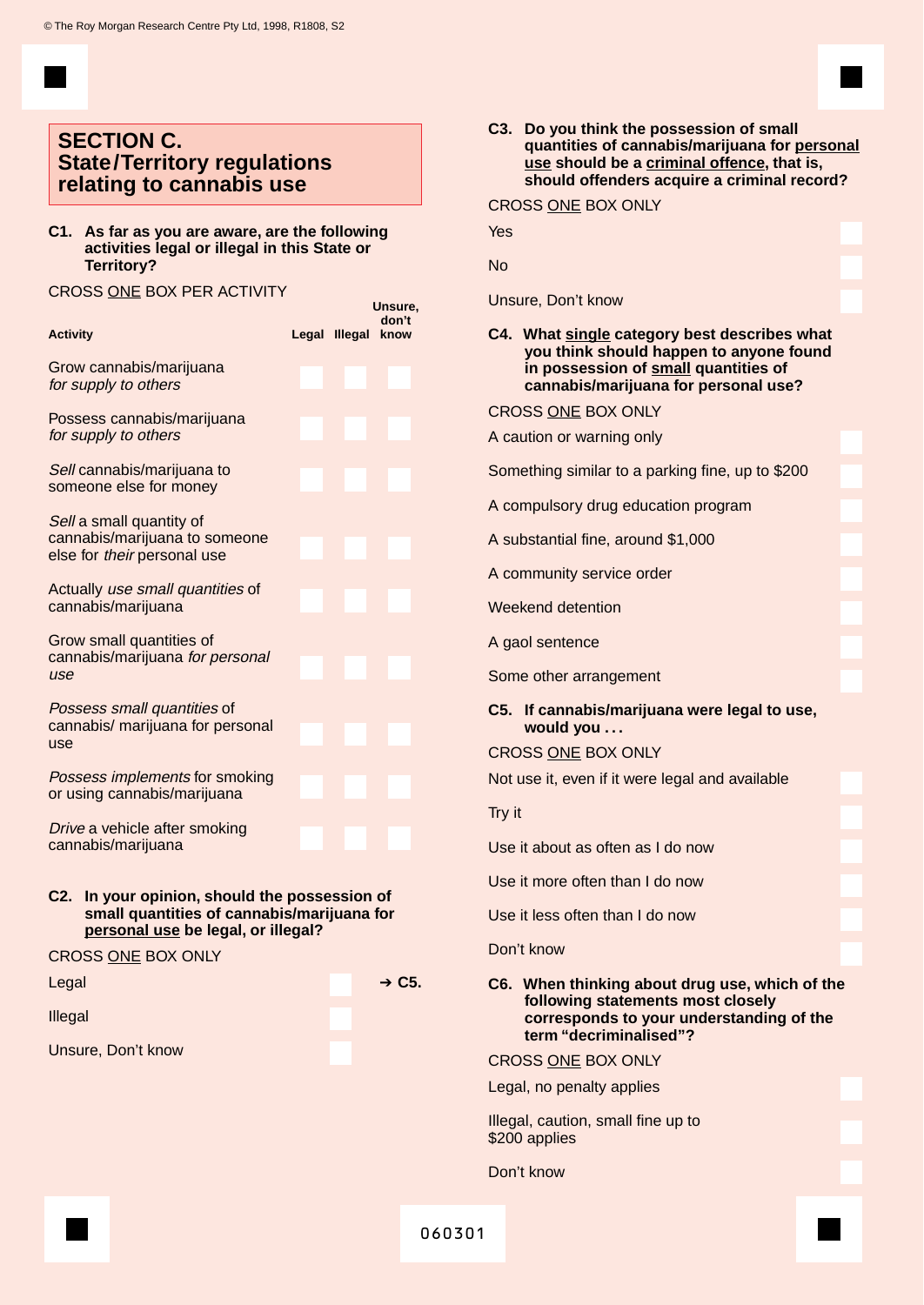## SECTION C. State/Territory regulations relating to cannabis use

**C1. As far as you are aware, are the following activities legal or illegal in this State or Territory?**

CROSS ONE BOX PER ACTIVITY

| Activity | Legal | Illegal | Unsure, don't know |
|---|---|---|---|
| Grow cannabis/marijuana *for supply to others* | | | |
| Possess cannabis/marijuana *for supply to others* | | | |
| *Sell* cannabis/marijuana to someone else for money | | | |
| *Sell* a small quantity of cannabis/marijuana to someone else for *their* personal use | | | |
| Actually *use small quantities* of cannabis/marijuana | | | |
| Grow small quantities of cannabis/marijuana *for personal use* | | | |
| *Possess small quantities* of cannabis/ marijuana for personal use | | | |
| *Possess implements* for smoking or using cannabis/marijuana | | | |
| *Drive* a vehicle after smoking cannabis/marijuana | | | |

**C2. In your opinion, should the possession of small quantities of cannabis/marijuana for personal use be legal, or illegal?**

CROSS ONE BOX ONLY

- Legal ➔ C5.
- Illegal
- Unsure, Don't know

**C3. Do you think the possession of small quantities of cannabis/marijuana for personal use should be a criminal offence, that is, should offenders acquire a criminal record?**

CROSS ONE BOX ONLY

- Yes
- No
- Unsure, Don't know

**C4. What single category best describes what you think should happen to anyone found in possession of small quantities of cannabis/marijuana for personal use?**

CROSS ONE BOX ONLY

- A caution or warning only
- Something similar to a parking fine, up to $200
- A compulsory drug education program
- A substantial fine, around $1,000
- A community service order
- Weekend detention
- A gaol sentence
- Some other arrangement

**C5. If cannabis/marijuana were legal to use, would you . . .**

CROSS ONE BOX ONLY

- Not use it, even if it were legal and available
- Try it
- Use it about as often as I do now
- Use it more often than I do now
- Use it less often than I do now
- Don't know

**C6. When thinking about drug use, which of the following statements most closely corresponds to your understanding of the term "decriminalised"?**

CROSS ONE BOX ONLY

- Legal, no penalty applies
- Illegal, caution, small fine up to $200 applies
- Don't know

060301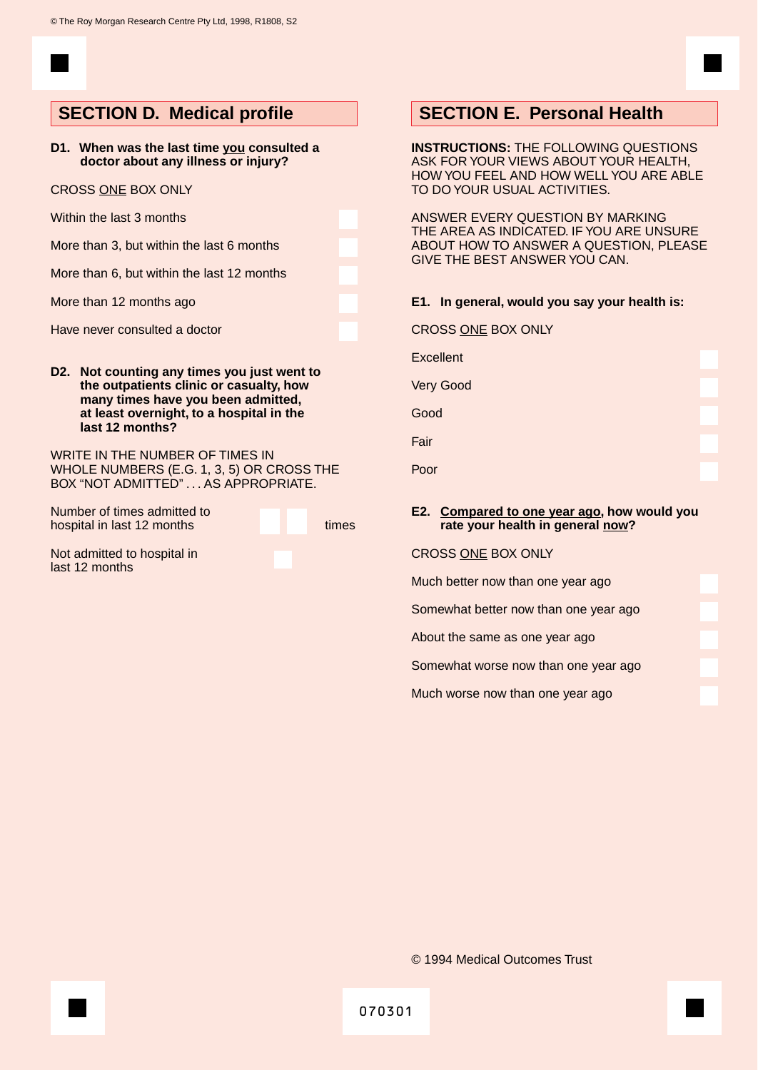## SECTION D. Medical profile

**D1. When was the last time you consulted a doctor about any illness or injury?**

CROSS ONE BOX ONLY

- Within the last 3 months
- More than 3, but within the last 6 months
- More than 6, but within the last 12 months
- More than 12 months ago
- Have never consulted a doctor

**D2. Not counting any times you just went to the outpatients clinic or casualty, how many times have you been admitted, at least overnight, to a hospital in the last 12 months?**

WRITE IN THE NUMBER OF TIMES IN WHOLE NUMBERS (E.G. 1, 3, 5) OR CROSS THE BOX "NOT ADMITTED" . . . AS APPROPRIATE.

Number of times admitted to hospital in last 12 months ☐☐ times

Not admitted to hospital in last 12 months ☐

## SECTION E. Personal Health

**INSTRUCTIONS:** THE FOLLOWING QUESTIONS ASK FOR YOUR VIEWS ABOUT YOUR HEALTH, HOW YOU FEEL AND HOW WELL YOU ARE ABLE TO DO YOUR USUAL ACTIVITIES.

ANSWER EVERY QUESTION BY MARKING THE AREA AS INDICATED. IF YOU ARE UNSURE ABOUT HOW TO ANSWER A QUESTION, PLEASE GIVE THE BEST ANSWER YOU CAN.

**E1. In general, would you say your health is:**

CROSS ONE BOX ONLY

- Excellent
- Very Good
- Good
- Fair
- Poor

**E2. Compared to one year ago, how would you rate your health in general now?**

CROSS ONE BOX ONLY

- Much better now than one year ago
- Somewhat better now than one year ago
- About the same as one year ago
- Somewhat worse now than one year ago
- Much worse now than one year ago

© 1994 Medical Outcomes Trust

070301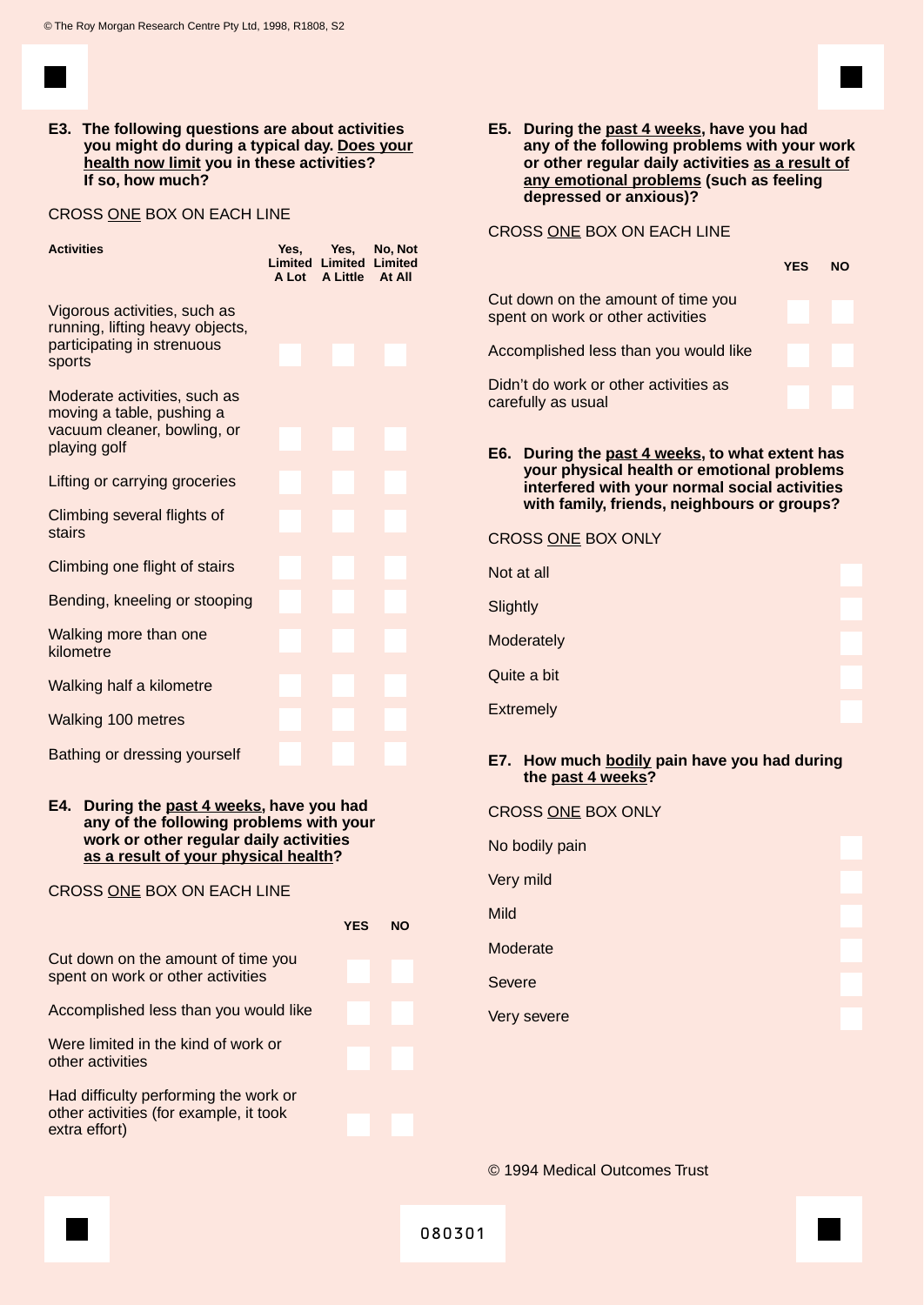**E3. The following questions are about activities you might do during a typical day. Does your health now limit you in these activities? If so, how much?**

CROSS ONE BOX ON EACH LINE

| Activities | Yes, Limited A Lot | Yes, Limited A Little | No, Not Limited At All |
|---|---|---|---|
| Vigorous activities, such as running, lifting heavy objects, participating in strenuous sports | | | |
| Moderate activities, such as moving a table, pushing a vacuum cleaner, bowling, or playing golf | | | |
| Lifting or carrying groceries | | | |
| Climbing several flights of stairs | | | |
| Climbing one flight of stairs | | | |
| Bending, kneeling or stooping | | | |
| Walking more than one kilometre | | | |
| Walking half a kilometre | | | |
| Walking 100 metres | | | |
| Bathing or dressing yourself | | | |

**E4. During the past 4 weeks, have you had any of the following problems with your work or other regular daily activities as a result of your physical health?**

CROSS ONE BOX ON EACH LINE

| | YES | NO |
|---|---|---|
| Cut down on the amount of time you spent on work or other activities | | |
| Accomplished less than you would like | | |
| Were limited in the kind of work or other activities | | |
| Had difficulty performing the work or other activities (for example, it took extra effort) | | |

**E5. During the past 4 weeks, have you had any of the following problems with your work or other regular daily activities as a result of any emotional problems (such as feeling depressed or anxious)?**

CROSS ONE BOX ON EACH LINE

| | YES | NO |
|---|---|---|
| Cut down on the amount of time you spent on work or other activities | | |
| Accomplished less than you would like | | |
| Didn't do work or other activities as carefully as usual | | |

**E6. During the past 4 weeks, to what extent has your physical health or emotional problems interfered with your normal social activities with family, friends, neighbours or groups?**

CROSS ONE BOX ONLY

- Not at all
- Slightly
- Moderately
- Quite a bit
- Extremely

**E7. How much bodily pain have you had during the past 4 weeks?**

CROSS ONE BOX ONLY

- No bodily pain
- Very mild
- Mild
- Moderate
- Severe
- Very severe

© 1994 Medical Outcomes Trust

080301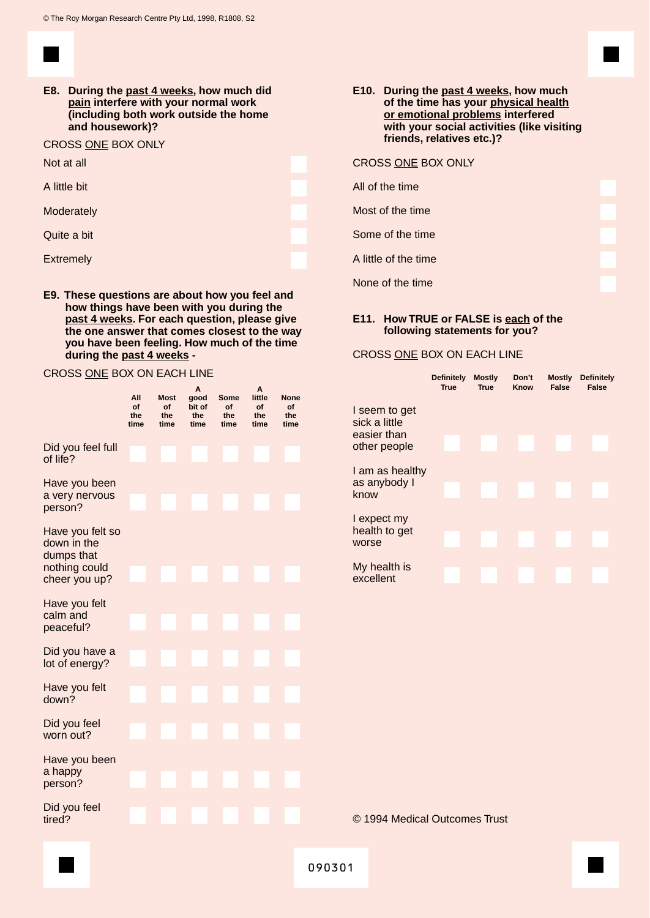© The Roy Morgan Research Centre Pty Ltd, 1998, R1808, S2

**E8. During the past 4 weeks, how much did pain interfere with your normal work (including both work outside the home and housework)?**

CROSS ONE BOX ONLY

- Not at all
- A little bit
- Moderately
- Quite a bit
- Extremely

**E9. These questions are about how you feel and how things have been with you during the past 4 weeks. For each question, please give the one answer that comes closest to the way you have been feeling. How much of the time during the past 4 weeks -**

CROSS ONE BOX ON EACH LINE

| | All of the time | Most of the time | A good bit of the time | Some of the time | A little of the time | None of the time |
|---|---|---|---|---|---|---|
| Did you feel full of life? | | | | | | |
| Have you been a very nervous person? | | | | | | |
| Have you felt so down in the dumps that nothing could cheer you up? | | | | | | |
| Have you felt calm and peaceful? | | | | | | |
| Did you have a lot of energy? | | | | | | |
| Have you felt down? | | | | | | |
| Did you feel worn out? | | | | | | |
| Have you been a happy person? | | | | | | |
| Did you feel tired? | | | | | | |

**E10. During the past 4 weeks, how much of the time has your physical health or emotional problems interfered with your social activities (like visiting friends, relatives etc.)?**

CROSS ONE BOX ONLY

- All of the time
- Most of the time
- Some of the time
- A little of the time
- None of the time

**E11. How TRUE or FALSE is each of the following statements for you?**

CROSS ONE BOX ON EACH LINE

| | Definitely True | Mostly True | Don't Know | Mostly False | Definitely False |
|---|---|---|---|---|---|
| I seem to get sick a little easier than other people | | | | | |
| I am as healthy as anybody I know | | | | | |
| I expect my health to get worse | | | | | |
| My health is excellent | | | | | |

© 1994 Medical Outcomes Trust

090301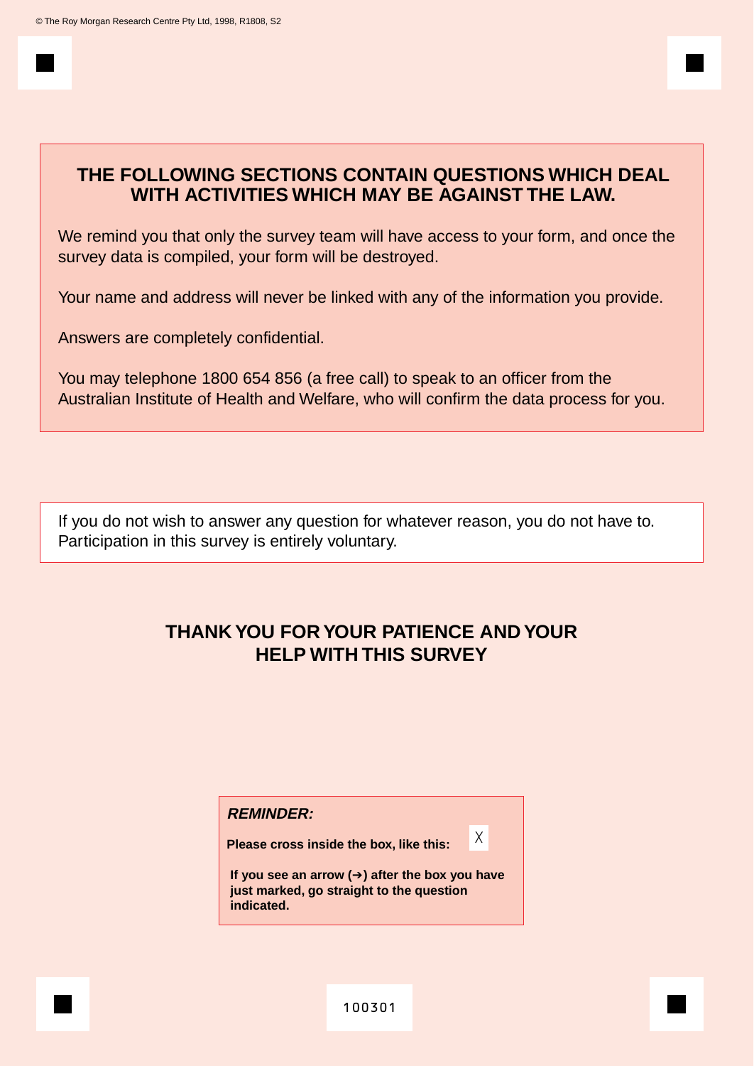© The Roy Morgan Research Centre Pty Ltd, 1998, R1808, S2

**THE FOLLOWING SECTIONS CONTAIN QUESTIONS WHICH DEAL WITH ACTIVITIES WHICH MAY BE AGAINST THE LAW.**

We remind you that only the survey team will have access to your form, and once the survey data is compiled, your form will be destroyed.

Your name and address will never be linked with any of the information you provide.

Answers are completely confidential.

You may telephone 1800 654 856 (a free call) to speak to an officer from the Australian Institute of Health and Welfare, who will confirm the data process for you.

If you do not wish to answer any question for whatever reason, you do not have to. Participation in this survey is entirely voluntary.

**THANK YOU FOR YOUR PATIENCE AND YOUR HELP WITH THIS SURVEY**

***REMINDER:***

**Please cross inside the box, like this:** X

**If you see an arrow (➔) after the box you have just marked, go straight to the question indicated.**

100301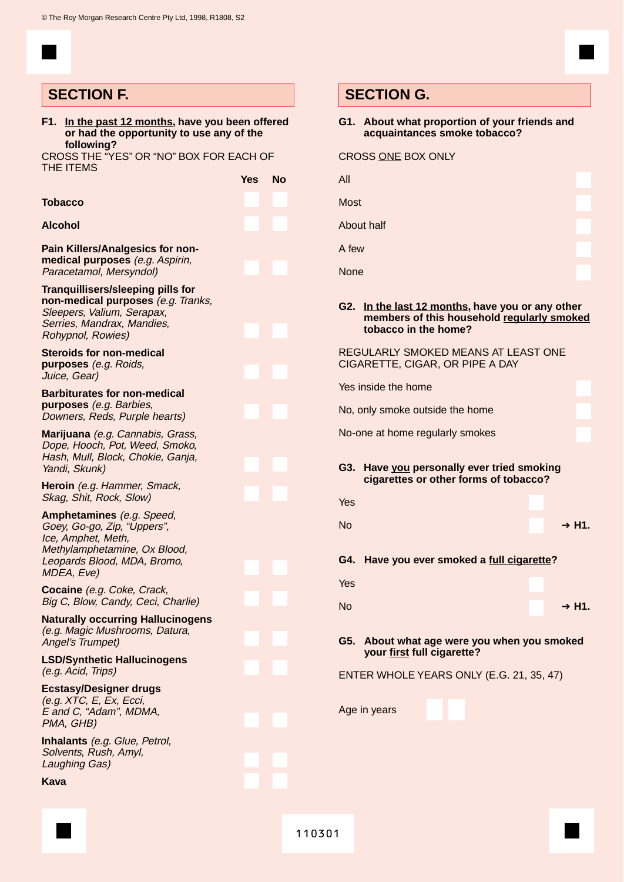## SECTION F.

**F1. In the past 12 months, have you been offered or had the opportunity to use any of the following?**

CROSS THE "YES" OR "NO" BOX FOR EACH OF THE ITEMS

| | Yes | No |
|---|---|---|
| **Tobacco** | | |
| **Alcohol** | | |
| **Pain Killers/Analgesics for non-medical purposes** *(e.g. Aspirin, Paracetamol, Mersyndol)* | | |
| **Tranquillisers/sleeping pills for non-medical purposes** *(e.g. Tranks, Sleepers, Valium, Serapax, Serries, Mandrax, Mandies, Rohypnol, Rowies)* | | |
| **Steroids for non-medical purposes** *(e.g. Roids, Juice, Gear)* | | |
| **Barbiturates for non-medical purposes** *(e.g. Barbies, Downers, Reds, Purple hearts)* | | |
| **Marijuana** *(e.g. Cannabis, Grass, Dope, Hooch, Pot, Weed, Smoko, Hash, Mull, Block, Chokie, Ganja, Yandi, Skunk)* | | |
| **Heroin** *(e.g. Hammer, Smack, Skag, Shit, Rock, Slow)* | | |
| **Amphetamines** *(e.g. Speed, Goey, Go-go, Zip, "Uppers", Ice, Amphet, Meth, Methylamphetamine, Ox Blood, Leopards Blood, MDA, Bromo, MDEA, Eve)* | | |
| **Cocaine** *(e.g. Coke, Crack, Big C, Blow, Candy, Ceci, Charlie)* | | |
| **Naturally occurring Hallucinogens** *(e.g. Magic Mushrooms, Datura, Angel's Trumpet)* | | |
| **LSD/Synthetic Hallucinogens** *(e.g. Acid, Trips)* | | |
| **Ecstasy/Designer drugs** *(e.g. XTC, E, Ex, Ecci, E and C, "Adam", MDMA, PMA, GHB)* | | |
| **Inhalants** *(e.g. Glue, Petrol, Solvents, Rush, Amyl, Laughing Gas)* | | |
| **Kava** | | |

## SECTION G.

**G1. About what proportion of your friends and acquaintances smoke tobacco?**

CROSS ONE BOX ONLY

- All
- Most
- About half
- A few
- None

**G2. In the last 12 months, have you or any other members of this household regularly smoked tobacco in the home?**

REGULARLY SMOKED MEANS AT LEAST ONE CIGARETTE, CIGAR, OR PIPE A DAY

- Yes inside the home
- No, only smoke outside the home
- No-one at home regularly smokes

**G3. Have you personally ever tried smoking cigarettes or other forms of tobacco?**

- Yes
- No ➔ **H1.**

**G4. Have you ever smoked a full cigarette?**

- Yes
- No ➔ **H1.**

**G5. About what age were you when you smoked your first full cigarette?**

ENTER WHOLE YEARS ONLY (E.G. 21, 35, 47)

Age in years

110301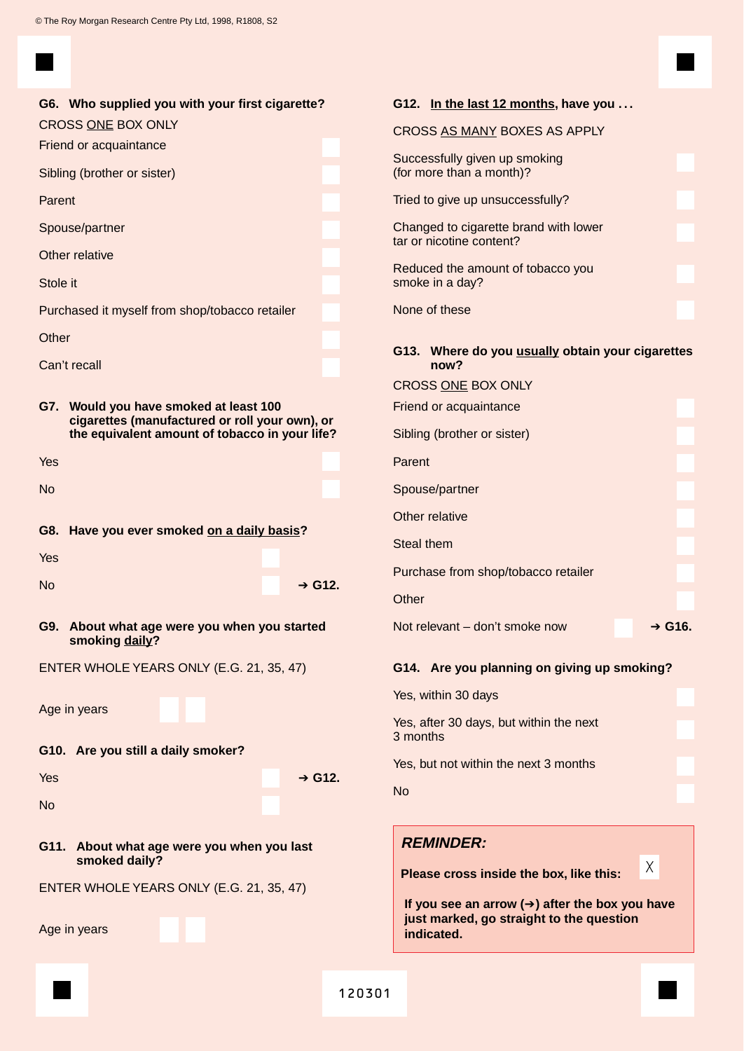© The Roy Morgan Research Centre Pty Ltd, 1998, R1808, S2

**G6. Who supplied you with your first cigarette?**

CROSS ONE BOX ONLY

- Friend or acquaintance
- Sibling (brother or sister)
- Parent
- Spouse/partner
- Other relative
- Stole it
- Purchased it myself from shop/tobacco retailer
- Other
- Can't recall

**G7. Would you have smoked at least 100 cigarettes (manufactured or roll your own), or the equivalent amount of tobacco in your life?**

- Yes
- No

**G8. Have you ever smoked on a daily basis?**

- Yes
- No ➔ G12.

**G9. About what age were you when you started smoking daily?**

ENTER WHOLE YEARS ONLY (E.G. 21, 35, 47)

Age in years

**G10. Are you still a daily smoker?**

- Yes ➔ G12.
- No

**G11. About what age were you when you last smoked daily?**

ENTER WHOLE YEARS ONLY (E.G. 21, 35, 47)

Age in years

**G12. In the last 12 months, have you . . .**

CROSS AS MANY BOXES AS APPLY

- Successfully given up smoking (for more than a month)?
- Tried to give up unsuccessfully?
- Changed to cigarette brand with lower tar or nicotine content?
- Reduced the amount of tobacco you smoke in a day?
- None of these

**G13. Where do you usually obtain your cigarettes now?**

CROSS ONE BOX ONLY

- Friend or acquaintance
- Sibling (brother or sister)
- Parent
- Spouse/partner
- Other relative
- Steal them
- Purchase from shop/tobacco retailer
- Other
- Not relevant – don't smoke now ➔ G16.

**G14. Are you planning on giving up smoking?**

- Yes, within 30 days
- Yes, after 30 days, but within the next 3 months
- Yes, but not within the next 3 months
- No

***REMINDER:***

**Please cross inside the box, like this:** X

**If you see an arrow (➔) after the box you have just marked, go straight to the question indicated.**

120301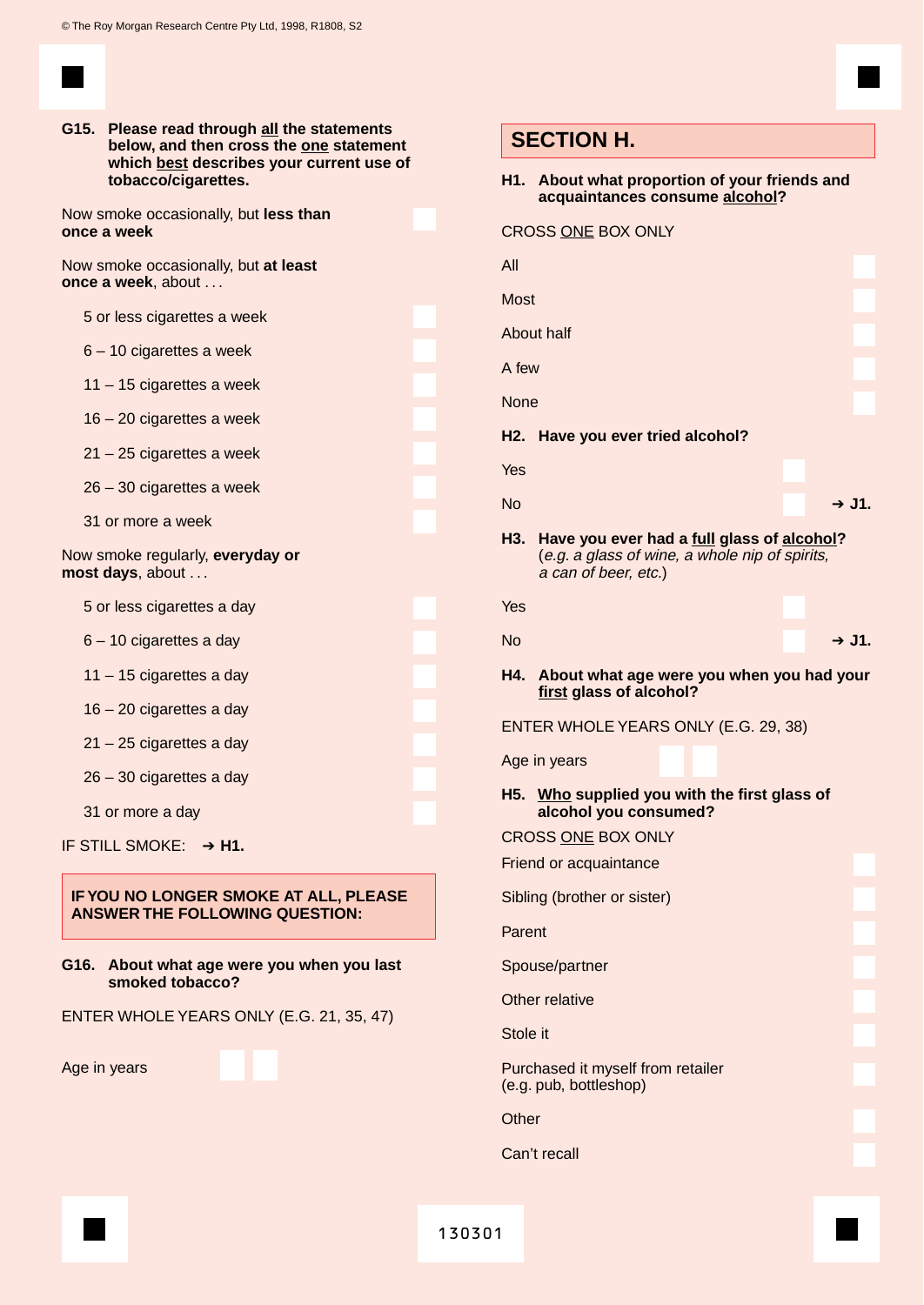**G15. Please read through all the statements below, and then cross the one statement which best describes your current use of tobacco/cigarettes.**

Now smoke occasionally, but **less than once a week**

Now smoke occasionally, but **at least once a week**, about . . .

- 5 or less cigarettes a week
- 6 – 10 cigarettes a week
- 11 – 15 cigarettes a week
- 16 – 20 cigarettes a week
- 21 – 25 cigarettes a week
- 26 – 30 cigarettes a week
- 31 or more a week

Now smoke regularly, **everyday or most days**, about . . .

- 5 or less cigarettes a day
- 6 – 10 cigarettes a day
- 11 – 15 cigarettes a day
- 16 – 20 cigarettes a day
- 21 – 25 cigarettes a day
- 26 – 30 cigarettes a day
- 31 or more a day

IF STILL SMOKE: ➔ **H1.**

**IF YOU NO LONGER SMOKE AT ALL, PLEASE ANSWER THE FOLLOWING QUESTION:**

**G16. About what age were you when you last smoked tobacco?**

ENTER WHOLE YEARS ONLY (E.G. 21, 35, 47)

Age in years

## SECTION H.

**H1. About what proportion of your friends and acquaintances consume alcohol?**

CROSS ONE BOX ONLY

- All
- Most
- About half
- A few
- None

**H2. Have you ever tried alcohol?**

- Yes
- No ➔ **J1.**

**H3. Have you ever had a full glass of alcohol?**
(*e.g. a glass of wine, a whole nip of spirits, a can of beer, etc.*)

- Yes
- No ➔ **J1.**

**H4. About what age were you when you had your first glass of alcohol?**

ENTER WHOLE YEARS ONLY (E.G. 29, 38)

Age in years

**H5. Who supplied you with the first glass of alcohol you consumed?**

CROSS ONE BOX ONLY

- Friend or acquaintance
- Sibling (brother or sister)
- Parent
- Spouse/partner
- Other relative
- Stole it
- Purchased it myself from retailer (e.g. pub, bottleshop)
- Other
- Can't recall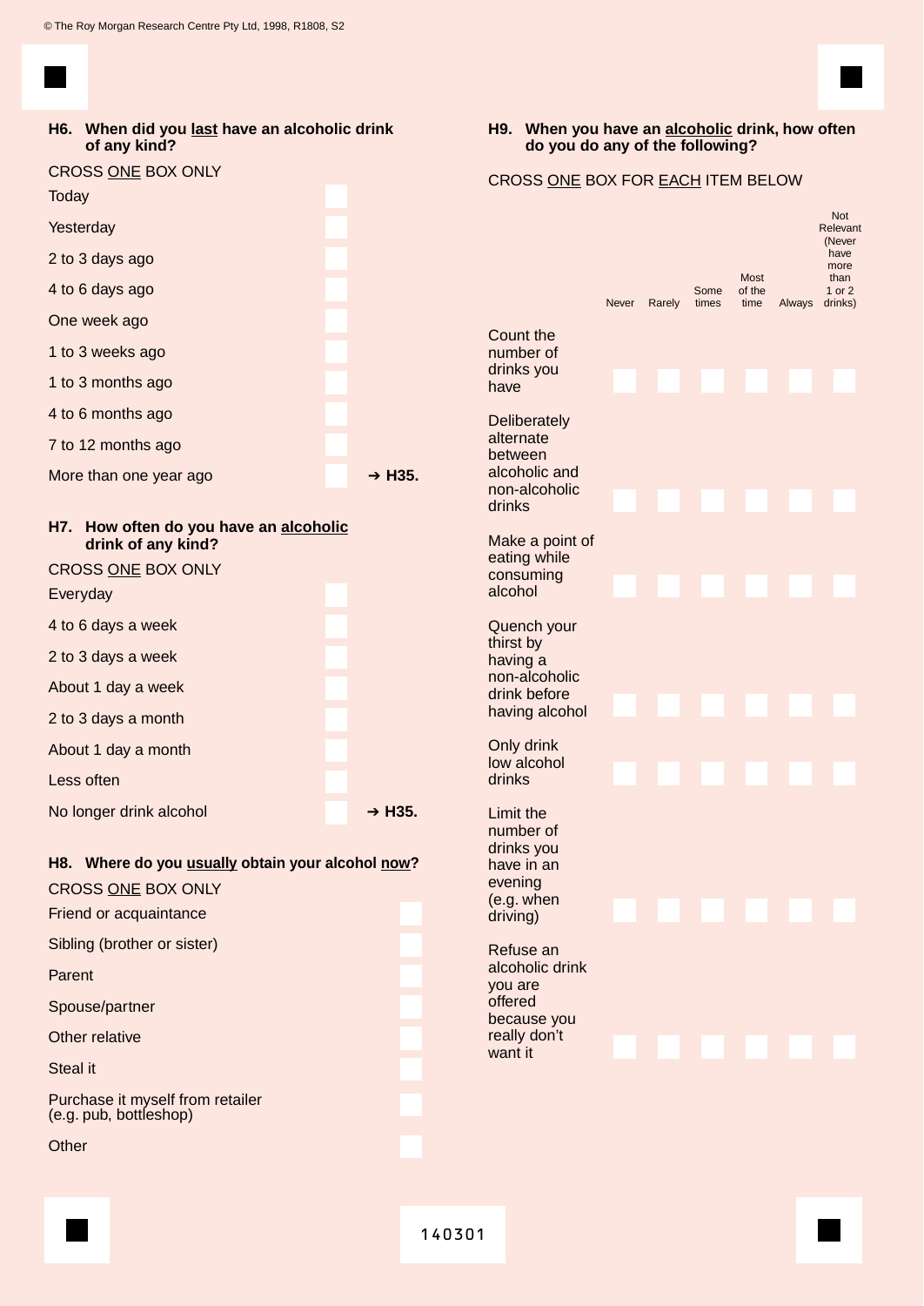© The Roy Morgan Research Centre Pty Ltd, 1998, R1808, S2

**H6. When did you last have an alcoholic drink of any kind?**

CROSS ONE BOX ONLY

- Today
- Yesterday
- 2 to 3 days ago
- 4 to 6 days ago
- One week ago
- 1 to 3 weeks ago
- 1 to 3 months ago
- 4 to 6 months ago
- 7 to 12 months ago
- More than one year ago ➔ H35.

**H7. How often do you have an alcoholic drink of any kind?**

CROSS ONE BOX ONLY

- Everyday
- 4 to 6 days a week
- 2 to 3 days a week
- About 1 day a week
- 2 to 3 days a month
- About 1 day a month
- Less often
- No longer drink alcohol ➔ H35.

**H8. Where do you usually obtain your alcohol now?**

CROSS ONE BOX ONLY

- Friend or acquaintance
- Sibling (brother or sister)
- Parent
- Spouse/partner
- Other relative
- Steal it
- Purchase it myself from retailer (e.g. pub, bottleshop)
- Other

**H9. When you have an alcoholic drink, how often do you do any of the following?**

CROSS ONE BOX FOR EACH ITEM BELOW

| | Never | Rarely | Some times | Most of the time | Always | Not Relevant (Never have more than 1 or 2 drinks) |
|---|---|---|---|---|---|---|
| Count the number of drinks you have | | | | | | |
| Deliberately alternate between alcoholic and non-alcoholic drinks | | | | | | |
| Make a point of eating while consuming alcohol | | | | | | |
| Quench your thirst by having a non-alcoholic drink before having alcohol | | | | | | |
| Only drink low alcohol drinks | | | | | | |
| Limit the number of drinks you have in an evening (e.g. when driving) | | | | | | |
| Refuse an alcoholic drink you are offered because you really don't want it | | | | | | |

140301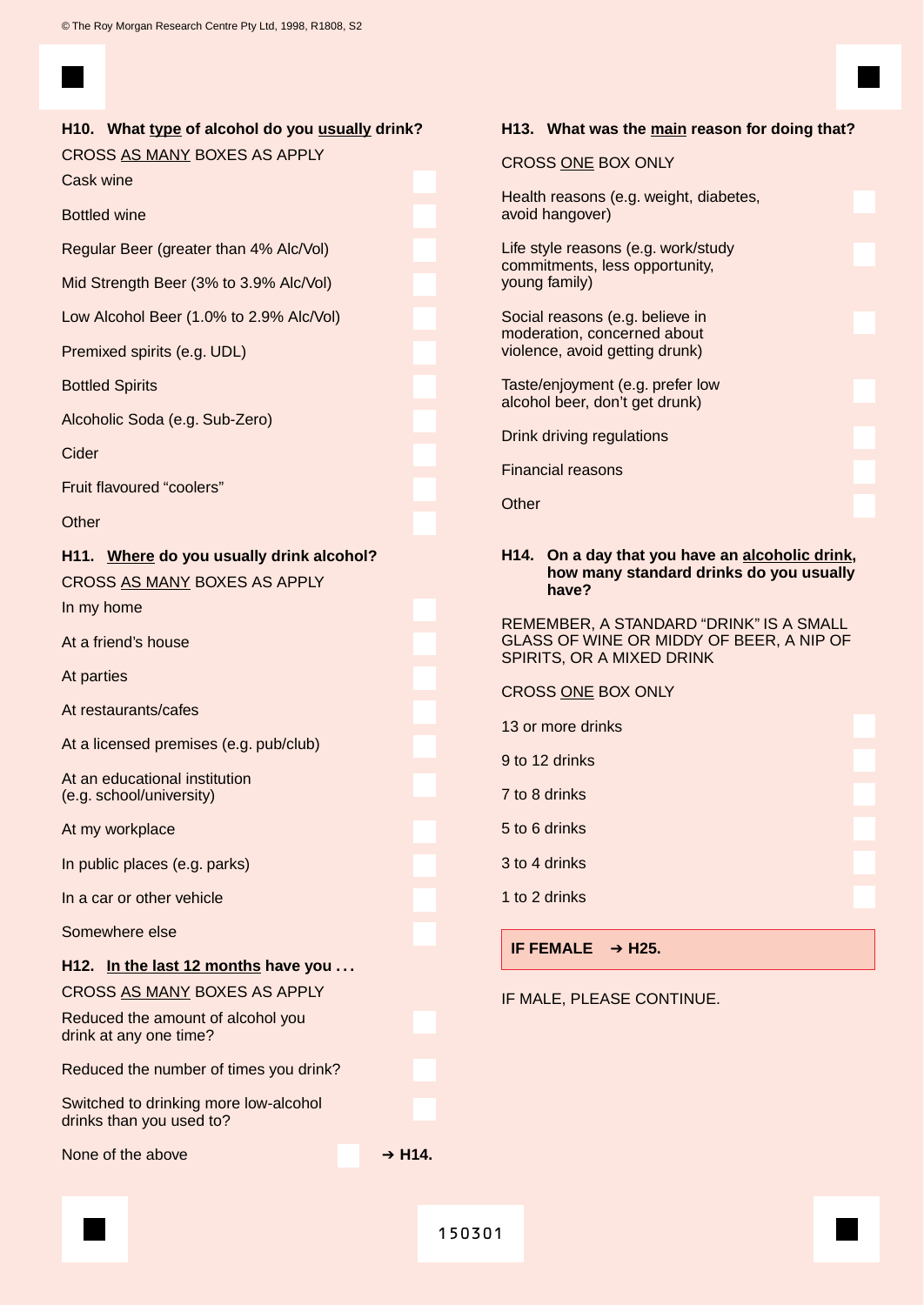© The Roy Morgan Research Centre Pty Ltd, 1998, R1808, S2

**H10. What <u>type</u> of alcohol do you <u>usually</u> drink?**

CROSS <u>AS MANY</u> BOXES AS APPLY

- Cask wine
- Bottled wine
- Regular Beer (greater than 4% Alc/Vol)
- Mid Strength Beer (3% to 3.9% Alc/Vol)
- Low Alcohol Beer (1.0% to 2.9% Alc/Vol)
- Premixed spirits (e.g. UDL)
- Bottled Spirits
- Alcoholic Soda (e.g. Sub-Zero)
- Cider
- Fruit flavoured "coolers"
- Other

**H11. <u>Where</u> do you usually drink alcohol?**

CROSS <u>AS MANY</u> BOXES AS APPLY

- In my home
- At a friend's house
- At parties
- At restaurants/cafes
- At a licensed premises (e.g. pub/club)
- At an educational institution (e.g. school/university)
- At my workplace
- In public places (e.g. parks)
- In a car or other vehicle
- Somewhere else

**H12. <u>In the last 12 months</u> have you . . .**

CROSS <u>AS MANY</u> BOXES AS APPLY

- Reduced the amount of alcohol you drink at any one time?
- Reduced the number of times you drink?
- Switched to drinking more low-alcohol drinks than you used to?
- None of the above ➔ **H14.**

**H13. What was the <u>main</u> reason for doing that?**

CROSS <u>ONE</u> BOX ONLY

- Health reasons (e.g. weight, diabetes, avoid hangover)
- Life style reasons (e.g. work/study commitments, less opportunity, young family)
- Social reasons (e.g. believe in moderation, concerned about violence, avoid getting drunk)
- Taste/enjoyment (e.g. prefer low alcohol beer, don't get drunk)
- Drink driving regulations
- Financial reasons
- Other

**H14. On a day that you have an <u>alcoholic drink</u>, how many standard drinks do you usually have?**

REMEMBER, A STANDARD "DRINK" IS A SMALL GLASS OF WINE OR MIDDY OF BEER, A NIP OF SPIRITS, OR A MIXED DRINK

CROSS <u>ONE</u> BOX ONLY

- 13 or more drinks
- 9 to 12 drinks
- 7 to 8 drinks
- 5 to 6 drinks
- 3 to 4 drinks
- 1 to 2 drinks

**IF FEMALE ➔ H25.**

IF MALE, PLEASE CONTINUE.

150301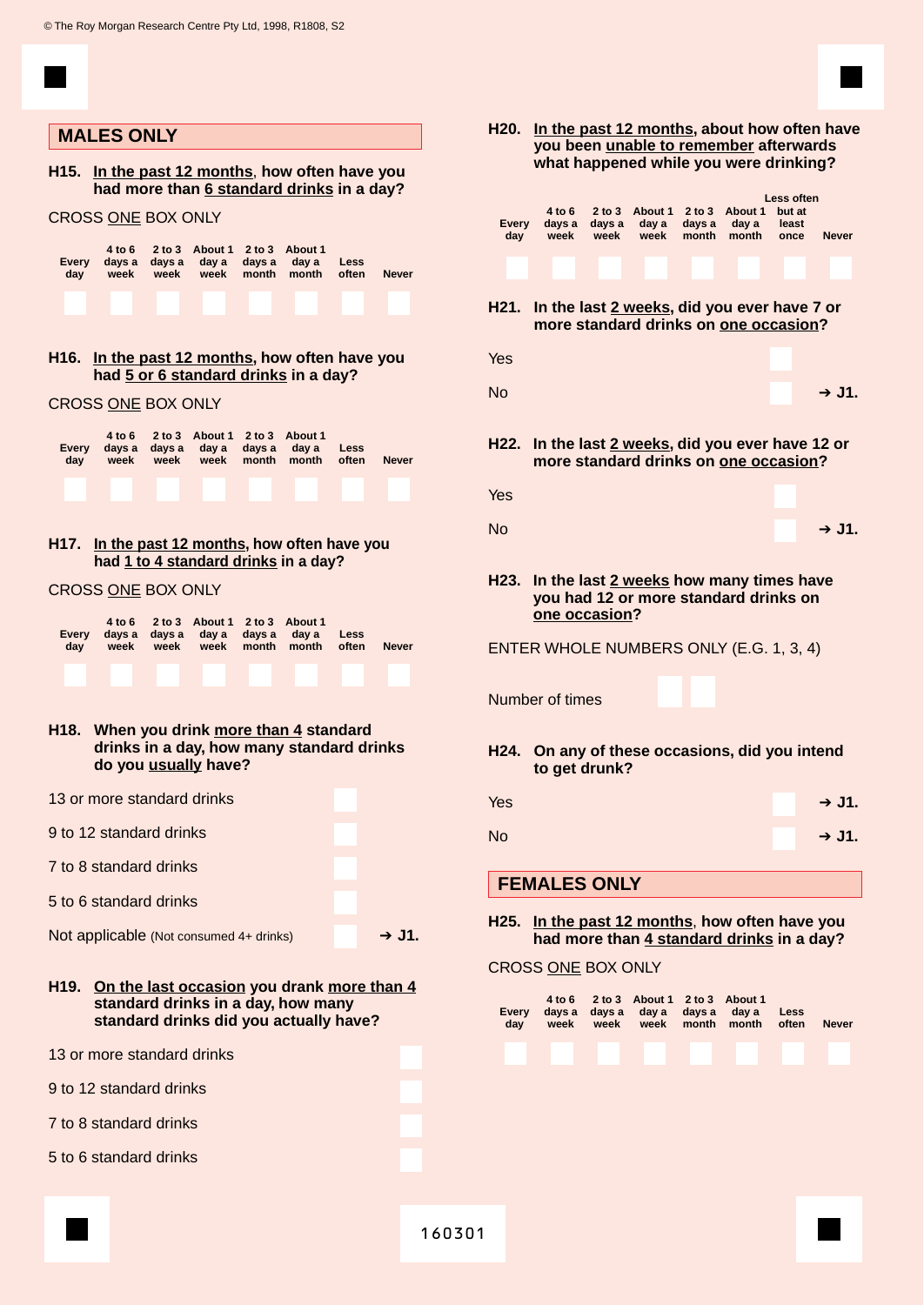© The Roy Morgan Research Centre Pty Ltd, 1998, R1808, S2

## MALES ONLY

**H15. <u>In the past 12 months</u>, how often have you had more than <u>6 standard drinks</u> in a day?**

CROSS <u>ONE</u> BOX ONLY

| Every day | 4 to 6 days a week | 2 to 3 days a week | About 1 day a week | 2 to 3 days a month | About 1 day a month | Less often | Never |
|---|---|---|---|---|---|---|---|
| ☐ | ☐ | ☐ | ☐ | ☐ | ☐ | ☐ | ☐ |

**H16. <u>In the past 12 months</u>, how often have you had <u>5 or 6 standard drinks</u> in a day?**

CROSS <u>ONE</u> BOX ONLY

| Every day | 4 to 6 days a week | 2 to 3 days a week | About 1 day a week | 2 to 3 days a month | About 1 day a month | Less often | Never |
|---|---|---|---|---|---|---|---|
| ☐ | ☐ | ☐ | ☐ | ☐ | ☐ | ☐ | ☐ |

**H17. <u>In the past 12 months</u>, how often have you had <u>1 to 4 standard drinks</u> in a day?**

CROSS <u>ONE</u> BOX ONLY

| Every day | 4 to 6 days a week | 2 to 3 days a week | About 1 day a week | 2 to 3 days a month | About 1 day a month | Less often | Never |
|---|---|---|---|---|---|---|---|
| ☐ | ☐ | ☐ | ☐ | ☐ | ☐ | ☐ | ☐ |

**H18. When you drink <u>more than 4</u> standard drinks in a day, how many standard drinks do you <u>usually</u> have?**

- 13 or more standard drinks ☐
- 9 to 12 standard drinks ☐
- 7 to 8 standard drinks ☐
- 5 to 6 standard drinks ☐
- Not applicable (Not consumed 4+ drinks) ☐ ➔ **J1.**

**H19. <u>On the last occasion</u> you drank <u>more than 4</u> standard drinks in a day, how many standard drinks did you actually have?**

- 13 or more standard drinks ☐
- 9 to 12 standard drinks ☐
- 7 to 8 standard drinks ☐
- 5 to 6 standard drinks ☐

**H20. <u>In the past 12 months</u>, about how often have you been <u>unable to remember</u> afterwards what happened while you were drinking?**

| Every day | 4 to 6 days a week | 2 to 3 days a week | About 1 day a week | 2 to 3 days a month | About 1 day a month | Less often but at least once | Never |
|---|---|---|---|---|---|---|---|
| ☐ | ☐ | ☐ | ☐ | ☐ | ☐ | ☐ | ☐ |

**H21. In the last <u>2 weeks</u>, did you ever have 7 or more standard drinks on <u>one occasion</u>?**

- Yes ☐
- No ☐ ➔ **J1.**

**H22. In the last <u>2 weeks</u>, did you ever have 12 or more standard drinks on <u>one occasion</u>?**

- Yes ☐
- No ☐ ➔ **J1.**

**H23. In the last <u>2 weeks</u> how many times have you had 12 or more standard drinks on <u>one occasion</u>?**

ENTER WHOLE NUMBERS ONLY (E.G. 1, 3, 4)

Number of times ☐☐

**H24. On any of these occasions, did you intend to get drunk?**

- Yes ☐ ➔ **J1.**
- No ☐ ➔ **J1.**

## FEMALES ONLY

**H25. <u>In the past 12 months</u>, how often have you had more than <u>4 standard drinks</u> in a day?**

CROSS <u>ONE</u> BOX ONLY

| Every day | 4 to 6 days a week | 2 to 3 days a week | About 1 day a week | 2 to 3 days a month | About 1 day a month | Less often | Never |
|---|---|---|---|---|---|---|---|
| ☐ | ☐ | ☐ | ☐ | ☐ | ☐ | ☐ | ☐ |

160301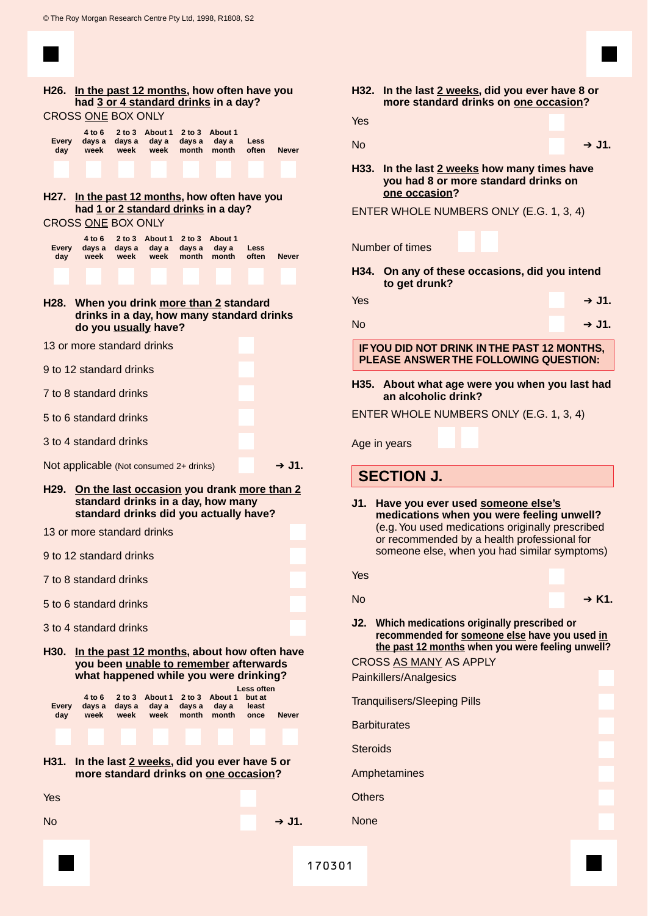© The Roy Morgan Research Centre Pty Ltd, 1998, R1808, S2

**H26. <u>In the past 12 months</u>, how often have you had <u>3 or 4 standard drinks</u> in a day?**

CROSS <u>ONE</u> BOX ONLY

| Every day | 4 to 6 days a week | 2 to 3 days a week | About 1 day a week | 2 to 3 days a month | About 1 day a month | Less often | Never |
|---|---|---|---|---|---|---|---|
| | | | | | | | |

**H27. <u>In the past 12 months</u>, how often have you had <u>1 or 2 standard drinks</u> in a day?**

CROSS <u>ONE</u> BOX ONLY

| Every day | 4 to 6 days a week | 2 to 3 days a week | About 1 day a week | 2 to 3 days a month | About 1 day a month | Less often | Never |
|---|---|---|---|---|---|---|---|
| | | | | | | | |

**H28. When you drink <u>more than 2</u> standard drinks in a day, how many standard drinks do you <u>usually</u> have?**

- 13 or more standard drinks
- 9 to 12 standard drinks
- 7 to 8 standard drinks
- 5 to 6 standard drinks
- 3 to 4 standard drinks
- Not applicable (Not consumed 2+ drinks) ➔ J1.

**H29. <u>On the last occasion</u> you drank <u>more than 2</u> standard drinks in a day, how many standard drinks did you actually have?**

- 13 or more standard drinks
- 9 to 12 standard drinks
- 7 to 8 standard drinks
- 5 to 6 standard drinks
- 3 to 4 standard drinks

**H30. <u>In the past 12 months</u>, about how often have you been <u>unable to remember</u> afterwards what happened while you were drinking?**

| Every day | 4 to 6 days a week | 2 to 3 days a week | About 1 day a week | 2 to 3 days a month | About 1 day a month | Less often but at least once | Never |
|---|---|---|---|---|---|---|---|
| | | | | | | | |

**H31. In the last <u>2 weeks</u>, did you ever have 5 or more standard drinks on <u>one occasion</u>?**

- Yes
- No ➔ J1.

**H32. In the last <u>2 weeks</u>, did you ever have 8 or more standard drinks on <u>one occasion</u>?**

- Yes
- No ➔ J1.

**H33. In the last <u>2 weeks</u> how many times have you had 8 or more standard drinks on <u>one occasion</u>?**

ENTER WHOLE NUMBERS ONLY (E.G. 1, 3, 4)

Number of times

**H34. On any of these occasions, did you intend to get drunk?**

- Yes ➔ J1.
- No ➔ J1.

**IF YOU DID NOT DRINK IN THE PAST 12 MONTHS, PLEASE ANSWER THE FOLLOWING QUESTION:**

**H35. About what age were you when you last had an alcoholic drink?**

ENTER WHOLE NUMBERS ONLY (E.G. 1, 3, 4)

Age in years

## SECTION J.

**J1. Have you ever used <u>someone else's</u> medications when you were feeling unwell?** (e.g. You used medications originally prescribed or recommended by a health professional for someone else, when you had similar symptoms)

- Yes
- No ➔ K1.

**J2. Which medications originally prescribed or recommended for <u>someone else</u> have you used <u>in the past 12 months</u> when you were feeling unwell?**

CROSS <u>AS MANY</u> AS APPLY

- Painkillers/Analgesics
- Tranquilisers/Sleeping Pills
- Barbiturates
- Steroids
- Amphetamines
- Others
- None

170301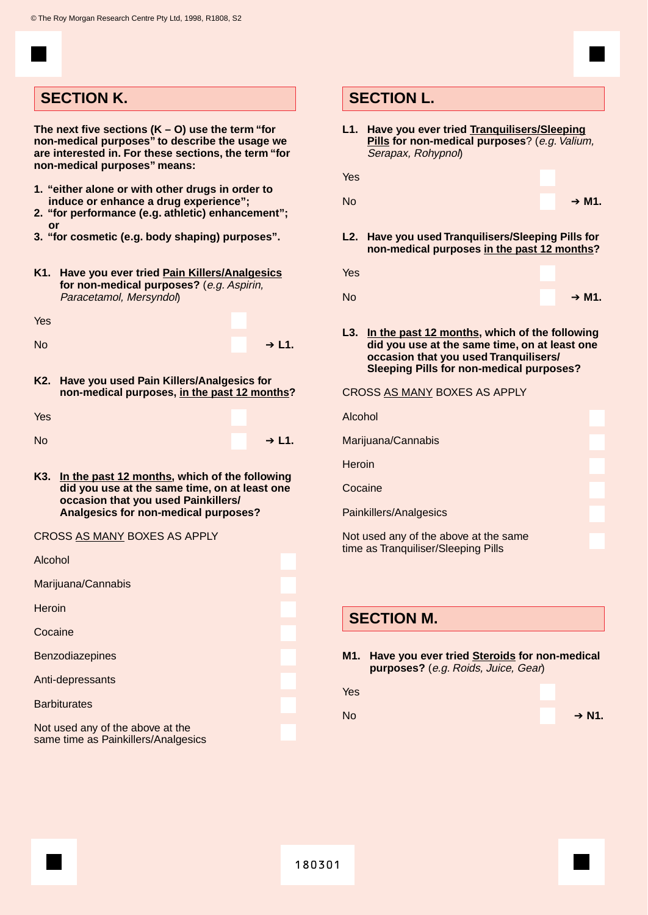## SECTION K.

**The next five sections (K – O) use the term "for non-medical purposes" to describe the usage we are interested in. For these sections, the term "for non-medical purposes" means:**

1. **"either alone or with other drugs in order to induce or enhance a drug experience";**
2. **"for performance (e.g. athletic) enhancement"; or**
3. **"for cosmetic (e.g. body shaping) purposes".**

**K1. Have you ever tried Pain Killers/Analgesics for non-medical purposes?** (*e.g. Aspirin, Paracetamol, Mersyndol*)

Yes

No → **L1.**

**K2. Have you used Pain Killers/Analgesics for non-medical purposes, in the past 12 months?**

Yes

No → **L1.**

**K3. In the past 12 months, which of the following did you use at the same time, on at least one occasion that you used Painkillers/ Analgesics for non-medical purposes?**

CROSS AS MANY BOXES AS APPLY

Alcohol

Marijuana/Cannabis

Heroin

Cocaine

Benzodiazepines

Anti-depressants

Barbiturates

Not used any of the above at the same time as Painkillers/Analgesics

## SECTION L.

**L1. Have you ever tried Tranquilisers/Sleeping Pills for non-medical purposes?** (*e.g. Valium, Serapax, Rohypnol*)

Yes

No → **M1.**

**L2. Have you used Tranquilisers/Sleeping Pills for non-medical purposes in the past 12 months?**

Yes

No → **M1.**

**L3. In the past 12 months, which of the following did you use at the same time, on at least one occasion that you used Tranquilisers/ Sleeping Pills for non-medical purposes?**

CROSS AS MANY BOXES AS APPLY

Alcohol

Marijuana/Cannabis

Heroin

Cocaine

Painkillers/Analgesics

Not used any of the above at the same time as Tranquiliser/Sleeping Pills

## SECTION M.

**M1. Have you ever tried Steroids for non-medical purposes?** (*e.g. Roids, Juice, Gear*)

Yes

No → **N1.**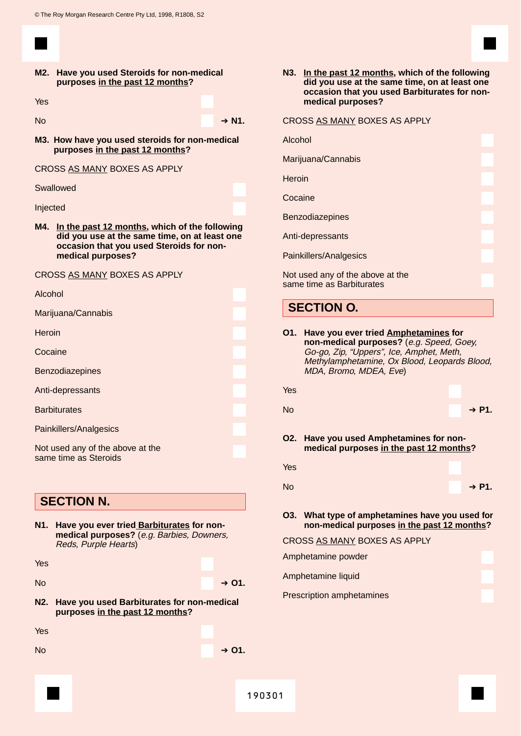© The Roy Morgan Research Centre Pty Ltd, 1998, R1808, S2

**M2. Have you used Steroids for non-medical purposes <u>in the past 12 months</u>?**

Yes

No ➔ **N1.**

**M3. How have you used steroids for non-medical purposes <u>in the past 12 months</u>?**

CROSS <u>AS MANY</u> BOXES AS APPLY

Swallowed

Injected

**M4. <u>In the past 12 months</u>, which of the following did you use at the same time, on at least one occasion that you used Steroids for non-medical purposes?**

CROSS <u>AS MANY</u> BOXES AS APPLY

Alcohol

Marijuana/Cannabis

Heroin

Cocaine

Benzodiazepines

Anti-depressants

Barbiturates

Painkillers/Analgesics

Not used any of the above at the same time as Steroids

## SECTION N.

**N1. Have you ever tried <u>Barbiturates</u> for non-medical purposes?** (*e.g. Barbies, Downers, Reds, Purple Hearts*)

Yes

No ➔ **O1.**

**N2. Have you used Barbiturates for non-medical purposes <u>in the past 12 months</u>?**

Yes

No ➔ **O1.**

**N3. <u>In the past 12 months</u>, which of the following did you use at the same time, on at least one occasion that you used Barbiturates for non-medical purposes?**

CROSS <u>AS MANY</u> BOXES AS APPLY

Alcohol

Marijuana/Cannabis

Heroin

Cocaine

Benzodiazepines

Anti-depressants

Painkillers/Analgesics

Not used any of the above at the same time as Barbiturates

## SECTION O.

**O1. Have you ever tried <u>Amphetamines</u> for non-medical purposes?** (*e.g. Speed, Goey, Go-go, Zip, "Uppers", Ice, Amphet, Meth, Methylamphetamine, Ox Blood, Leopards Blood, MDA, Bromo, MDEA, Eve*)

Yes

No ➔ **P1.**

**O2. Have you used Amphetamines for non-medical purposes <u>in the past 12 months</u>?**

Yes

No ➔ **P1.**

**O3. What type of amphetamines have you used for non-medical purposes <u>in the past 12 months</u>?**

CROSS <u>AS MANY</u> BOXES AS APPLY

Amphetamine powder

Amphetamine liquid

Prescription amphetamines

190301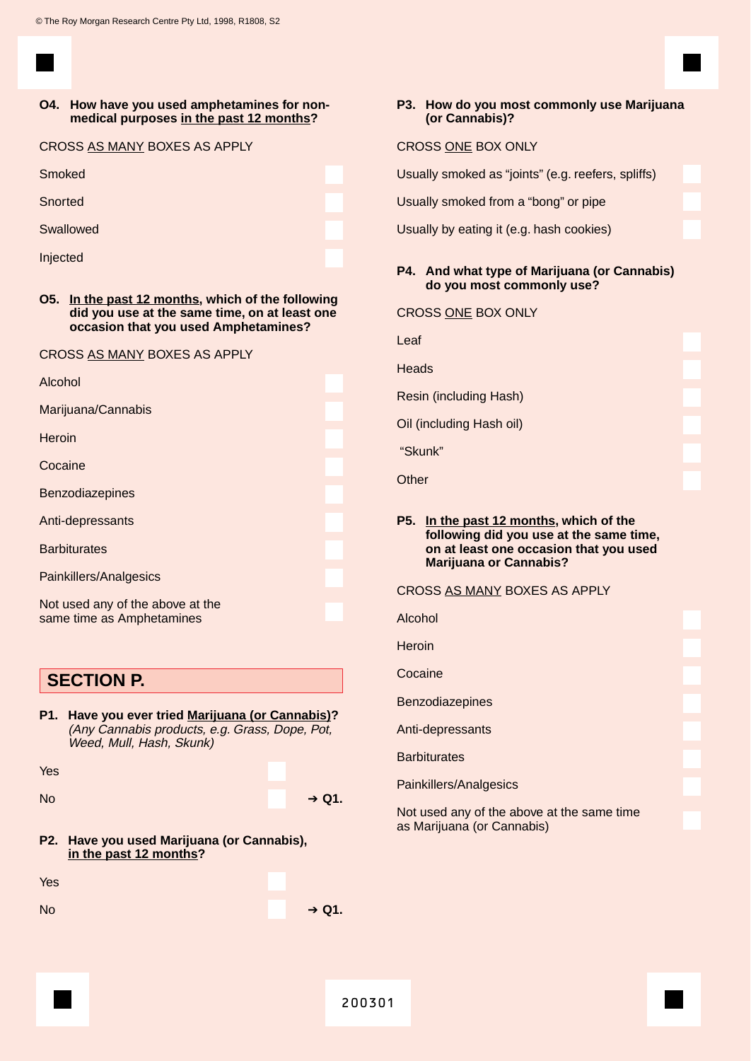**O4. How have you used amphetamines for non-medical purposes in the past 12 months?**

CROSS AS MANY BOXES AS APPLY

- Smoked
- Snorted
- Swallowed
- Injected

**O5. In the past 12 months, which of the following did you use at the same time, on at least one occasion that you used Amphetamines?**

CROSS AS MANY BOXES AS APPLY

- Alcohol
- Marijuana/Cannabis
- Heroin
- Cocaine
- Benzodiazepines
- Anti-depressants
- Barbiturates
- Painkillers/Analgesics
- Not used any of the above at the same time as Amphetamines

## SECTION P.

**P1. Have you ever tried Marijuana (or Cannabis)?**
*(Any Cannabis products, e.g. Grass, Dope, Pot, Weed, Mull, Hash, Skunk)*

- Yes
- No ➔ **Q1.**

**P2. Have you used Marijuana (or Cannabis), in the past 12 months?**

- Yes
- No ➔ **Q1.**

**P3. How do you most commonly use Marijuana (or Cannabis)?**

CROSS ONE BOX ONLY

- Usually smoked as "joints" (e.g. reefers, spliffs)
- Usually smoked from a "bong" or pipe
- Usually by eating it (e.g. hash cookies)

**P4. And what type of Marijuana (or Cannabis) do you most commonly use?**

CROSS ONE BOX ONLY

- Leaf
- Heads
- Resin (including Hash)
- Oil (including Hash oil)
- "Skunk"
- Other

**P5. In the past 12 months, which of the following did you use at the same time, on at least one occasion that you used Marijuana or Cannabis?**

CROSS AS MANY BOXES AS APPLY

- Alcohol
- Heroin
- Cocaine
- Benzodiazepines
- Anti-depressants
- Barbiturates
- Painkillers/Analgesics
- Not used any of the above at the same time as Marijuana (or Cannabis)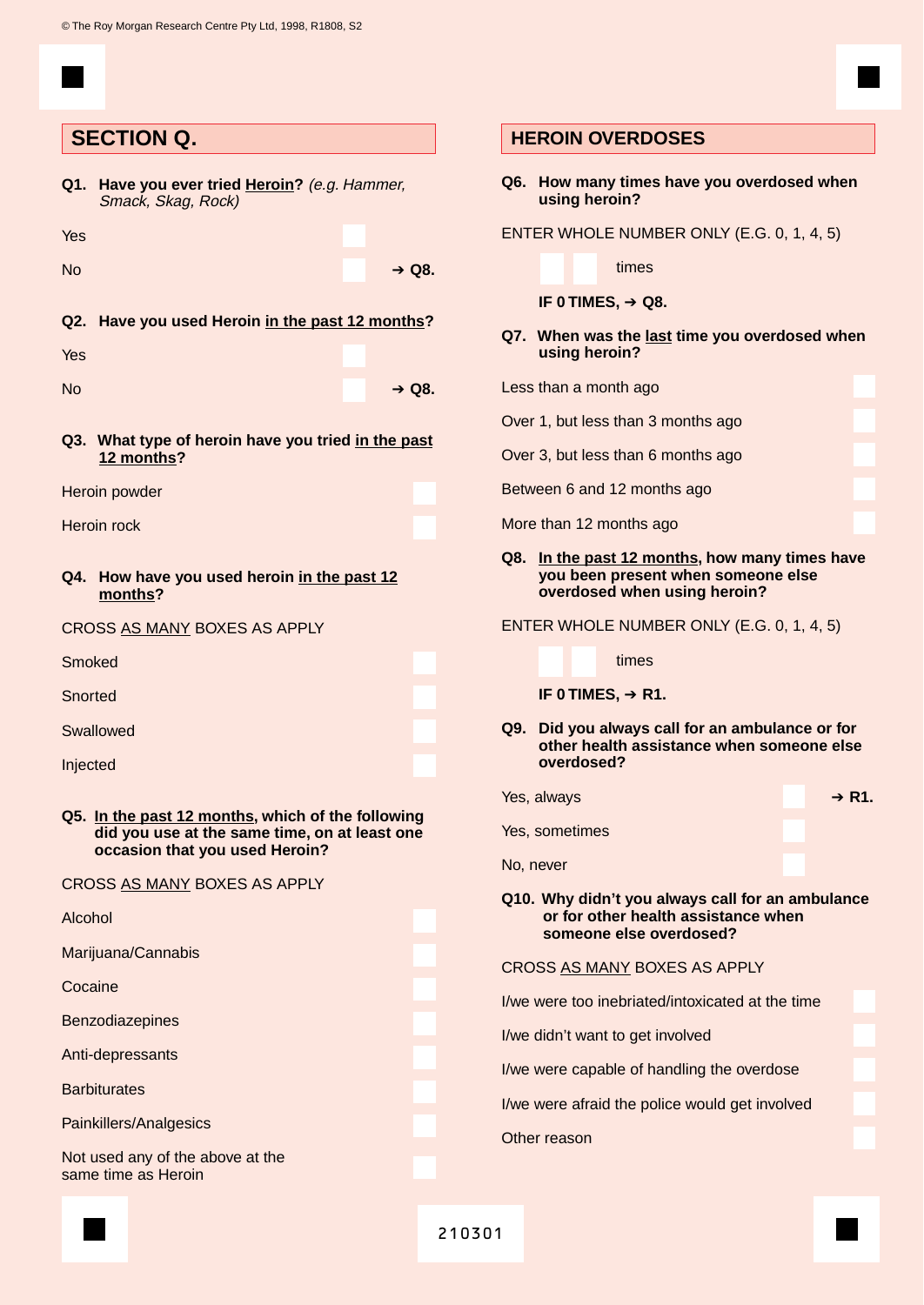## SECTION Q. HEROIN OVERDOSES

**Q1. Have you ever tried <u>Heroin</u>?** *(e.g. Hammer, Smack, Skag, Rock)*

Yes

No ➔ **Q8.**

**Q2. Have you used Heroin <u>in the past 12 months</u>?**

Yes

No ➔ **Q8.**

**Q3. What type of heroin have you tried <u>in the past 12 months</u>?**

Heroin powder

Heroin rock

**Q4. How have you used heroin <u>in the past 12 months</u>?**

CROSS <u>AS MANY</u> BOXES AS APPLY

Smoked

Snorted

Swallowed

Injected

**Q5. <u>In the past 12 months</u>, which of the following did you use at the same time, on at least one occasion that you used Heroin?**

CROSS <u>AS MANY</u> BOXES AS APPLY

Alcohol

Marijuana/Cannabis

Cocaine

Benzodiazepines

Anti-depressants

Barbiturates

Painkillers/Analgesics

Not used any of the above at the same time as Heroin

**Q6. How many times have you overdosed when using heroin?**

ENTER WHOLE NUMBER ONLY (E.G. 0, 1, 4, 5)

times

**IF 0 TIMES, ➔ Q8.**

**Q7. When was the <u>last</u> time you overdosed when using heroin?**

Less than a month ago

Over 1, but less than 3 months ago

Over 3, but less than 6 months ago

Between 6 and 12 months ago

More than 12 months ago

**Q8. <u>In the past 12 months</u>, how many times have you been present when someone else overdosed when using heroin?**

ENTER WHOLE NUMBER ONLY (E.G. 0, 1, 4, 5)

times

**IF 0 TIMES, ➔ R1.**

**Q9. Did you always call for an ambulance or for other health assistance when someone else overdosed?**

Yes, always ➔ **R1.**

Yes, sometimes

No, never

**Q10. Why didn't you always call for an ambulance or for other health assistance when someone else overdosed?**

CROSS <u>AS MANY</u> BOXES AS APPLY

I/we were too inebriated/intoxicated at the time

I/we didn't want to get involved

I/we were capable of handling the overdose

I/we were afraid the police would get involved

Other reason

210301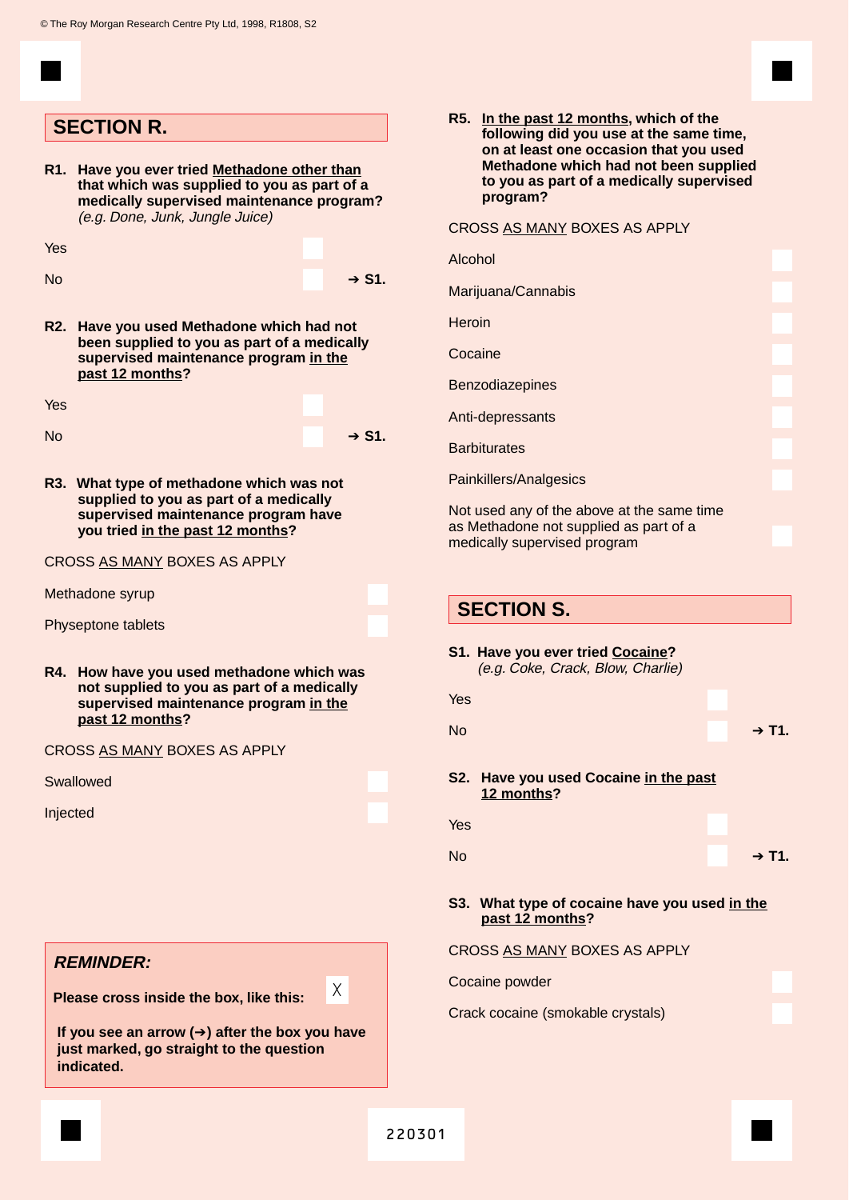© The Roy Morgan Research Centre Pty Ltd, 1998, R1808, S2

## SECTION R.

**R1. Have you ever tried <u>Methadone other than</u> that which was supplied to you as part of a medically supervised maintenance program?** *(e.g. Done, Junk, Jungle Juice)*

Yes ☐

No ☐ → **S1.**

**R2. Have you used Methadone which had not been supplied to you as part of a medically supervised maintenance program <u>in the past 12 months</u>?**

Yes ☐

No ☐ → **S1.**

**R3. What type of methadone which was not supplied to you as part of a medically supervised maintenance program have you tried <u>in the past 12 months</u>?**

CROSS <u>AS MANY</u> BOXES AS APPLY

Methadone syrup ☐

Physeptone tablets ☐

**R4. How have you used methadone which was not supplied to you as part of a medically supervised maintenance program <u>in the past 12 months</u>?**

CROSS <u>AS MANY</u> BOXES AS APPLY

Swallowed ☐

Injected ☐

***REMINDER:***

**Please cross inside the box, like this:** X

**If you see an arrow (→) after the box you have just marked, go straight to the question indicated.**

**R5. <u>In the past 12 months</u>, which of the following did you use at the same time, on at least one occasion that you used Methadone which had not been supplied to you as part of a medically supervised program?**

CROSS <u>AS MANY</u> BOXES AS APPLY

Alcohol ☐

Marijuana/Cannabis ☐

Heroin ☐

Cocaine ☐

Benzodiazepines ☐

Anti-depressants ☐

Barbiturates ☐

Painkillers/Analgesics ☐

Not used any of the above at the same time as Methadone not supplied as part of a medically supervised program ☐

## SECTION S.

**S1. Have you ever tried <u>Cocaine</u>?** *(e.g. Coke, Crack, Blow, Charlie)*

Yes ☐

No ☐ → **T1.**

**S2. Have you used Cocaine <u>in the past 12 months</u>?**

Yes ☐

No ☐ → **T1.**

**S3. What type of cocaine have you used <u>in the past 12 months</u>?**

CROSS <u>AS MANY</u> BOXES AS APPLY

Cocaine powder ☐

Crack cocaine (smokable crystals) ☐

220301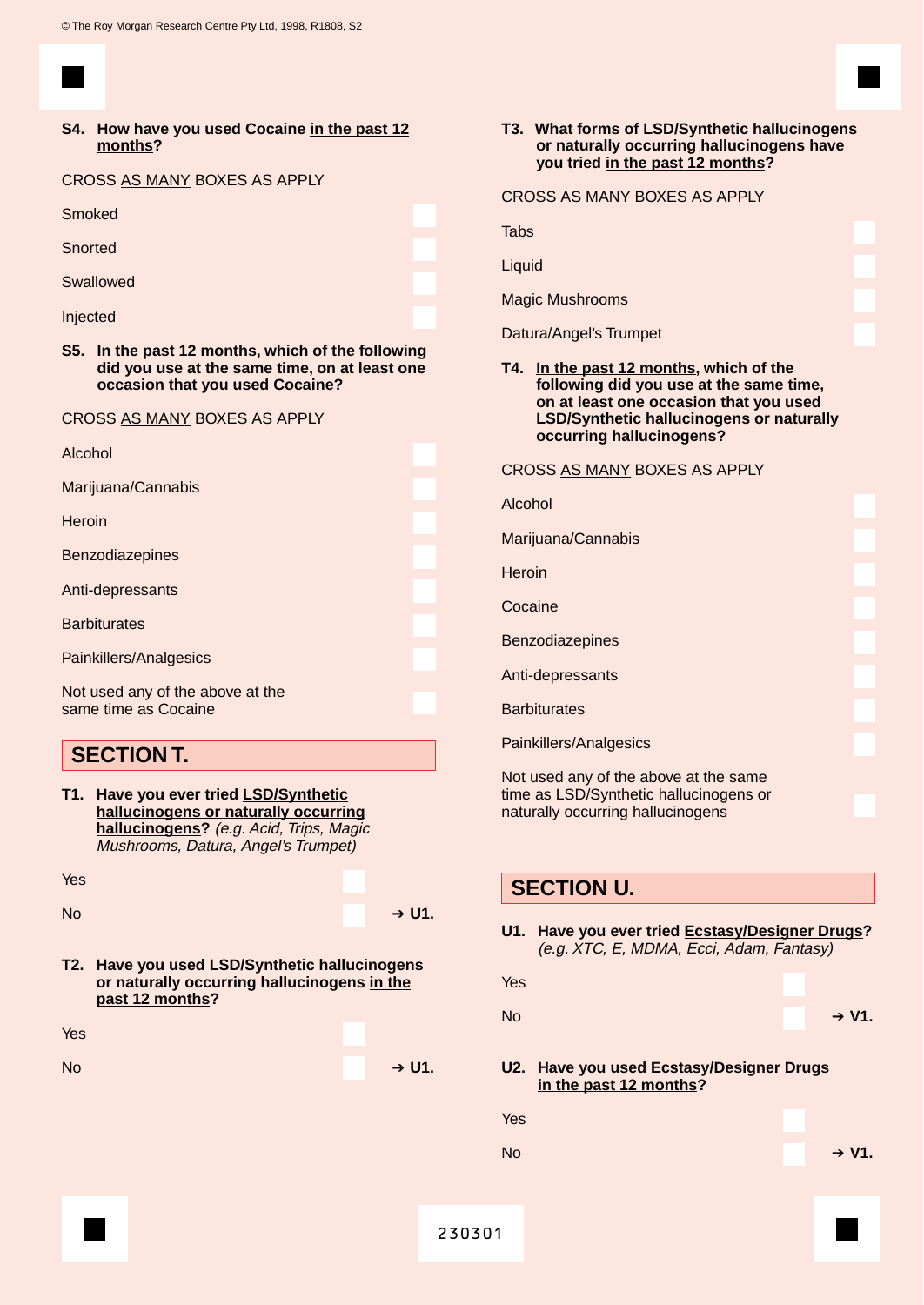**S4. How have you used Cocaine in the past 12 months?**

CROSS AS MANY BOXES AS APPLY

- Smoked
- Snorted
- Swallowed
- Injected

**S5. In the past 12 months, which of the following did you use at the same time, on at least one occasion that you used Cocaine?**

CROSS AS MANY BOXES AS APPLY

- Alcohol
- Marijuana/Cannabis
- Heroin
- Benzodiazepines
- Anti-depressants
- Barbiturates
- Painkillers/Analgesics
- Not used any of the above at the same time as Cocaine

## SECTION T.

**T1. Have you ever tried LSD/Synthetic hallucinogens or naturally occurring hallucinogens?** *(e.g. Acid, Trips, Magic Mushrooms, Datura, Angel's Trumpet)*

- Yes
- No ➔ U1.

**T2. Have you used LSD/Synthetic hallucinogens or naturally occurring hallucinogens in the past 12 months?**

- Yes
- No ➔ U1.

**T3. What forms of LSD/Synthetic hallucinogens or naturally occurring hallucinogens have you tried in the past 12 months?**

CROSS AS MANY BOXES AS APPLY

- Tabs
- Liquid
- Magic Mushrooms
- Datura/Angel's Trumpet

**T4. In the past 12 months, which of the following did you use at the same time, on at least one occasion that you used LSD/Synthetic hallucinogens or naturally occurring hallucinogens?**

CROSS AS MANY BOXES AS APPLY

- Alcohol
- Marijuana/Cannabis
- Heroin
- Cocaine
- Benzodiazepines
- Anti-depressants
- Barbiturates
- Painkillers/Analgesics
- Not used any of the above at the same time as LSD/Synthetic hallucinogens or naturally occurring hallucinogens

## SECTION U.

**U1. Have you ever tried Ecstasy/Designer Drugs?** *(e.g. XTC, E, MDMA, Ecci, Adam, Fantasy)*

- Yes
- No ➔ V1.

**U2. Have you used Ecstasy/Designer Drugs in the past 12 months?**

- Yes
- No ➔ V1.

230301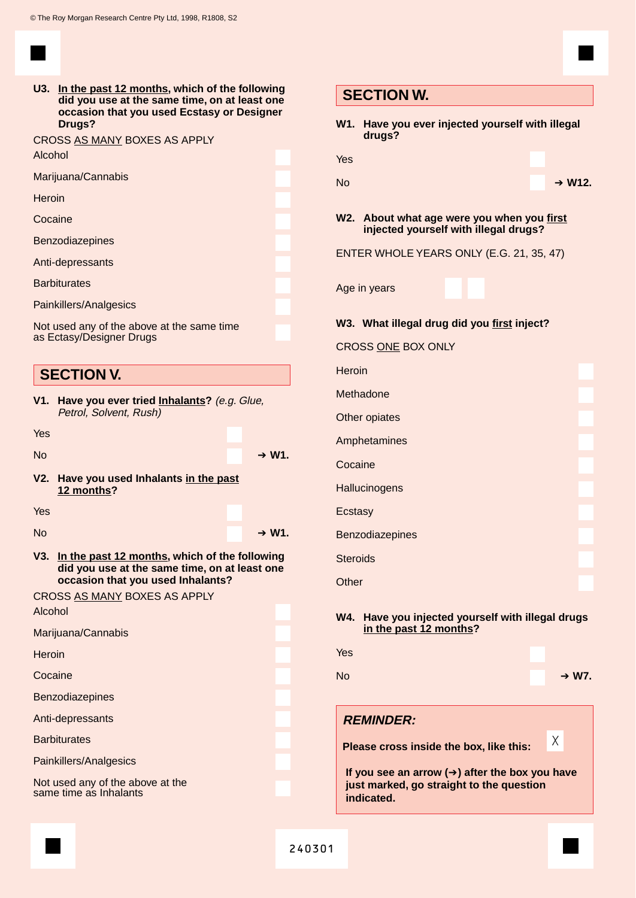**U3. <u>In the past 12 months</u>, which of the following did you use at the same time, on at least one occasion that you used Ecstasy or Designer Drugs?**

CROSS <u>AS MANY</u> BOXES AS APPLY

- Alcohol
- Marijuana/Cannabis
- Heroin
- Cocaine
- Benzodiazepines
- Anti-depressants
- Barbiturates
- Painkillers/Analgesics
- Not used any of the above at the same time as Ectasy/Designer Drugs

## SECTION V.

**V1. Have you ever tried <u>Inhalants</u>?** *(e.g. Glue, Petrol, Solvent, Rush)*

- Yes
- No ➔ **W1.**

**V2. Have you used Inhalants <u>in the past 12 months</u>?**

- Yes
- No ➔ **W1.**

**V3. <u>In the past 12 months</u>, which of the following did you use at the same time, on at least one occasion that you used Inhalants?**

CROSS <u>AS MANY</u> BOXES AS APPLY

- Alcohol
- Marijuana/Cannabis
- Heroin
- Cocaine
- Benzodiazepines
- Anti-depressants
- Barbiturates
- Painkillers/Analgesics
- Not used any of the above at the same time as Inhalants

## SECTION W.

**W1. Have you ever injected yourself with illegal drugs?**

- Yes
- No ➔ **W12.**

**W2. About what age were you when you <u>first</u> injected yourself with illegal drugs?**

ENTER WHOLE YEARS ONLY (E.G. 21, 35, 47)

Age in years

**W3. What illegal drug did you <u>first</u> inject?**

CROSS <u>ONE</u> BOX ONLY

- Heroin
- Methadone
- Other opiates
- Amphetamines
- Cocaine
- Hallucinogens
- Ecstasy
- Benzodiazepines
- Steroids
- Other

**W4. Have you injected yourself with illegal drugs <u>in the past 12 months</u>?**

- Yes
- No ➔ **W7.**

***REMINDER:***

**Please cross inside the box, like this:** X

**If you see an arrow (➔) after the box you have just marked, go straight to the question indicated.**

240301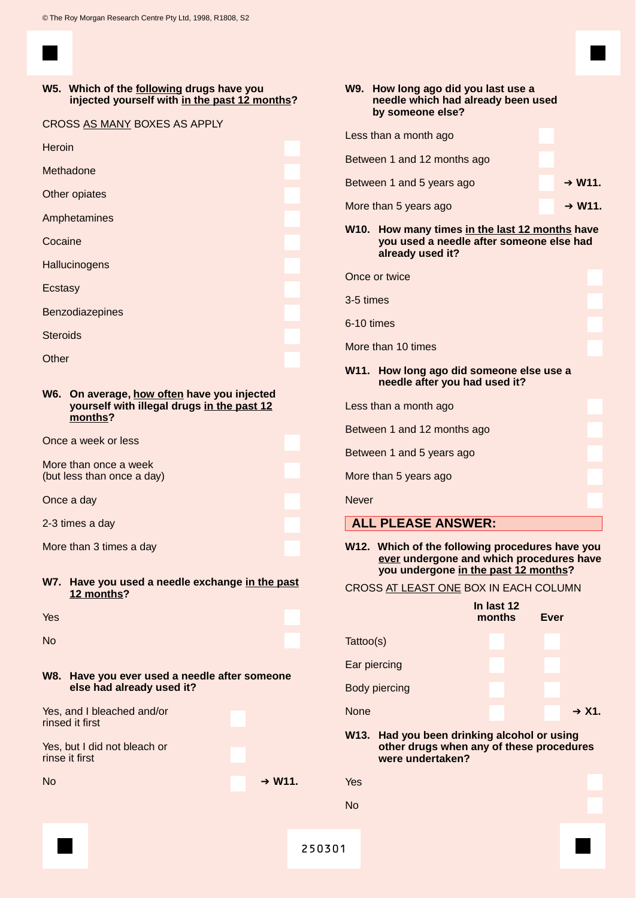**W5. Which of the following drugs have you injected yourself with in the past 12 months?**

CROSS AS MANY BOXES AS APPLY

- Heroin
- Methadone
- Other opiates
- Amphetamines
- Cocaine
- Hallucinogens
- Ecstasy
- Benzodiazepines
- Steroids
- Other

**W6. On average, how often have you injected yourself with illegal drugs in the past 12 months?**

- Once a week or less
- More than once a week (but less than once a day)
- Once a day
- 2-3 times a day
- More than 3 times a day

**W7. Have you used a needle exchange in the past 12 months?**

- Yes
- No

**W8. Have you ever used a needle after someone else had already used it?**

- Yes, and I bleached and/or rinsed it first
- Yes, but I did not bleach or rinse it first
- No ➔ **W11.**

**W9. How long ago did you last use a needle which had already been used by someone else?**

- Less than a month ago
- Between 1 and 12 months ago
- Between 1 and 5 years ago ➔ **W11.**
- More than 5 years ago ➔ **W11.**

**W10. How many times in the last 12 months have you used a needle after someone else had already used it?**

- Once or twice
- 3-5 times
- 6-10 times
- More than 10 times

**W11. How long ago did someone else use a needle after you had used it?**

- Less than a month ago
- Between 1 and 12 months ago
- Between 1 and 5 years ago
- More than 5 years ago
- Never

**ALL PLEASE ANSWER:**

**W12. Which of the following procedures have you ever undergone and which procedures have you undergone in the past 12 months?**

CROSS AT LEAST ONE BOX IN EACH COLUMN

| | In last 12 months | Ever | |
|---|---|---|---|
| Tattoo(s) | | | |
| Ear piercing | | | |
| Body piercing | | | |
| None | | | ➔ **X1.** |

**W13. Had you been drinking alcohol or using other drugs when any of these procedures were undertaken?**

- Yes
- No

250301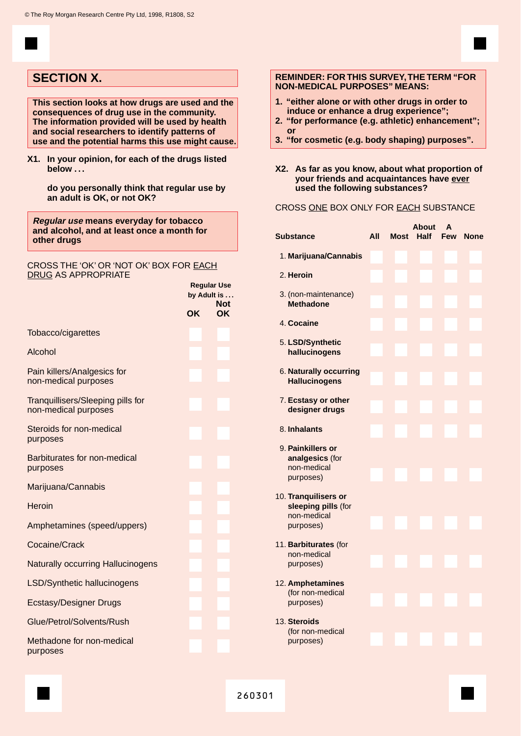## SECTION X.

**This section looks at how drugs are used and the consequences of drug use in the community. The information provided will be used by health and social researchers to identify patterns of use and the potential harms this use might cause.**

**X1. In your opinion, for each of the drugs listed below . . .**

**do you personally think that regular use by an adult is OK, or not OK?**

***Regular use*** **means everyday for tobacco and alcohol, and at least once a month for other drugs**

CROSS THE 'OK' OR 'NOT OK' BOX FOR EACH DRUG AS APPROPRIATE

| | Regular Use by Adult is . . . | |
|---|---|---|
| | **OK** | **Not OK** |
| Tobacco/cigarettes | | |
| Alcohol | | |
| Pain killers/Analgesics for non-medical purposes | | |
| Tranquillisers/Sleeping pills for non-medical purposes | | |
| Steroids for non-medical purposes | | |
| Barbiturates for non-medical purposes | | |
| Marijuana/Cannabis | | |
| Heroin | | |
| Amphetamines (speed/uppers) | | |
| Cocaine/Crack | | |
| Naturally occurring Hallucinogens | | |
| LSD/Synthetic hallucinogens | | |
| Ecstasy/Designer Drugs | | |
| Glue/Petrol/Solvents/Rush | | |
| Methadone for non-medical purposes | | |

**REMINDER: FOR THIS SURVEY, THE TERM "FOR NON-MEDICAL PURPOSES" MEANS:**

1. **"either alone or with other drugs in order to induce or enhance a drug experience";**
2. **"for performance (e.g. athletic) enhancement"; or**
3. **"for cosmetic (e.g. body shaping) purposes".**

**X2. As far as you know, about what proportion of your friends and acquaintances have ever used the following substances?**

CROSS ONE BOX ONLY FOR EACH SUBSTANCE

| Substance | All | Most | About Half | A Few | None |
|---|---|---|---|---|---|
| 1. **Marijuana/Cannabis** | | | | | |
| 2. **Heroin** | | | | | |
| 3. (non-maintenance) **Methadone** | | | | | |
| 4. **Cocaine** | | | | | |
| 5. **LSD/Synthetic hallucinogens** | | | | | |
| 6. **Naturally occurring Hallucinogens** | | | | | |
| 7. **Ecstasy or other designer drugs** | | | | | |
| 8. **Inhalants** | | | | | |
| 9. **Painkillers or analgesics** (for non-medical purposes) | | | | | |
| 10. **Tranquilisers or sleeping pills** (for non-medical purposes) | | | | | |
| 11. **Barbiturates** (for non-medical purposes) | | | | | |
| 12. **Amphetamines** (for non-medical purposes) | | | | | |
| 13. **Steroids** (for non-medical purposes) | | | | | |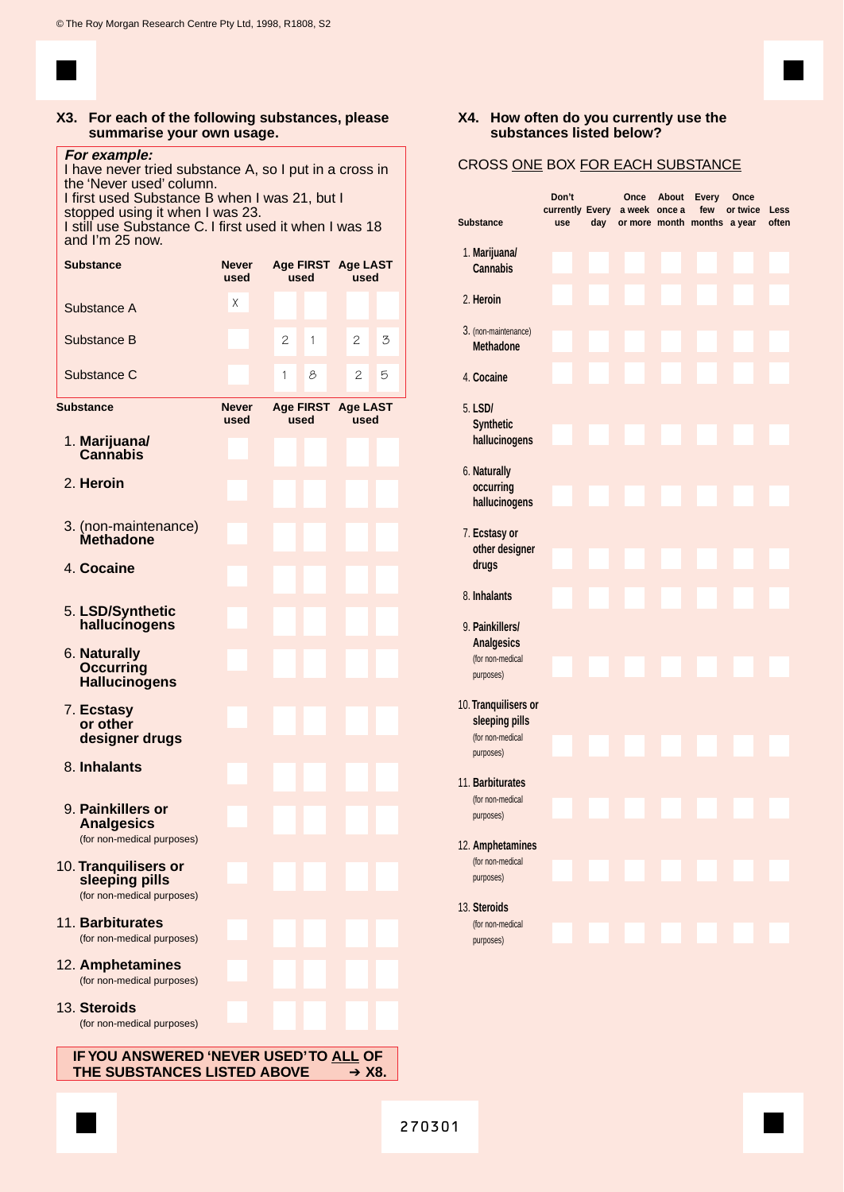© The Roy Morgan Research Centre Pty Ltd, 1998, R1808, S2

**X3. For each of the following substances, please summarise your own usage.**

***For example:***
I have never tried substance A, so I put in a cross in the 'Never used' column.
I first used Substance B when I was 21, but I stopped using it when I was 23.
I still use Substance C. I first used it when I was 18 and I'm 25 now.

| Substance | Never used | Age FIRST used | | Age LAST used | |
|---|---|---|---|---|---|
| Substance A | X | | | | |
| Substance B | | 2 | 1 | 2 | 3 |
| Substance C | | 1 | 8 | 2 | 5 |

| Substance | Never used | Age FIRST used | | Age LAST used | |
|---|---|---|---|---|---|
| 1. **Marijuana/ Cannabis** | | | | | |
| 2. **Heroin** | | | | | |
| 3. (non-maintenance) **Methadone** | | | | | |
| 4. **Cocaine** | | | | | |
| 5. **LSD/Synthetic hallucinogens** | | | | | |
| 6. **Naturally Occurring Hallucinogens** | | | | | |
| 7. **Ecstasy or other designer drugs** | | | | | |
| 8. **Inhalants** | | | | | |
| 9. **Painkillers or Analgesics** (for non-medical purposes) | | | | | |
| 10. **Tranquilisers or sleeping pills** (for non-medical purposes) | | | | | |
| 11. **Barbiturates** (for non-medical purposes) | | | | | |
| 12. **Amphetamines** (for non-medical purposes) | | | | | |
| 13. **Steroids** (for non-medical purposes) | | | | | |

**IF YOU ANSWERED 'NEVER USED' TO ALL OF THE SUBSTANCES LISTED ABOVE ➔ X8.**

**X4. How often do you currently use the substances listed below?**

CROSS ONE BOX FOR EACH SUBSTANCE

| Substance | Don't currently use | Every day | Once a week or more | About once a month | Every few months | Once or twice a year | Less often |
|---|---|---|---|---|---|---|---|
| 1. **Marijuana/ Cannabis** | | | | | | | |
| 2. **Heroin** | | | | | | | |
| 3. (non-maintenance) **Methadone** | | | | | | | |
| 4. **Cocaine** | | | | | | | |
| 5. **LSD/ Synthetic hallucinogens** | | | | | | | |
| 6. **Naturally occurring hallucinogens** | | | | | | | |
| 7. **Ecstasy or other designer drugs** | | | | | | | |
| 8. **Inhalants** | | | | | | | |
| 9. **Painkillers/ Analgesics** (for non-medical purposes) | | | | | | | |
| 10. **Tranquilisers or sleeping pills** (for non-medical purposes) | | | | | | | |
| 11. **Barbiturates** (for non-medical purposes) | | | | | | | |
| 12. **Amphetamines** (for non-medical purposes) | | | | | | | |
| 13. **Steroids** (for non-medical purposes) | | | | | | | |

270301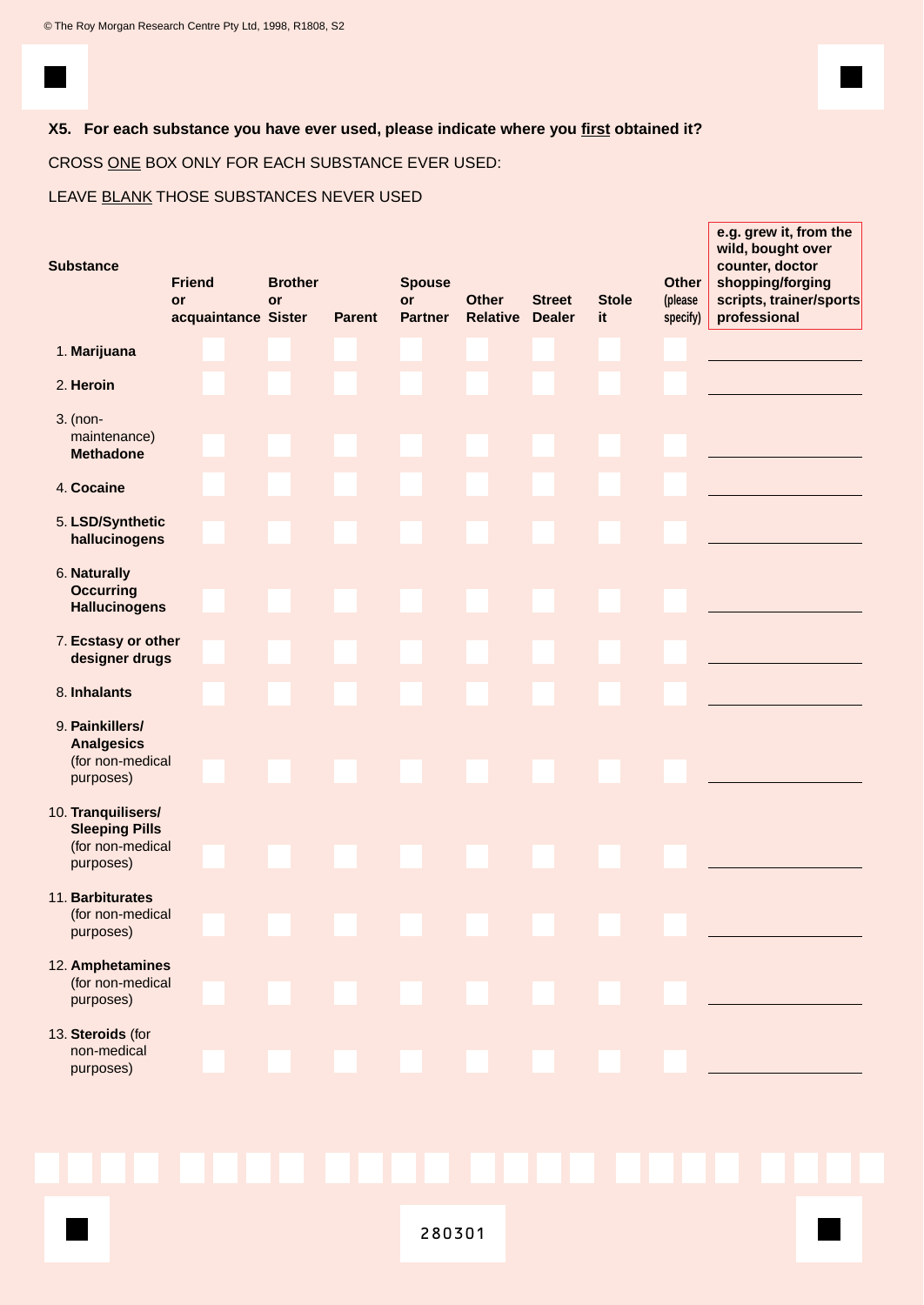© The Roy Morgan Research Centre Pty Ltd, 1998, R1808, S2

**X5. For each substance you have ever used, please indicate where you first obtained it?**

CROSS ONE BOX ONLY FOR EACH SUBSTANCE EVER USED:

LEAVE BLANK THOSE SUBSTANCES NEVER USED

| Substance | Friend or acquaintance | Brother or Sister | Parent | Spouse or Partner | Other Relative | Street Dealer | Stole it | Other (please specify) | e.g. grew it, from the wild, bought over counter, doctor shopping/forging scripts, trainer/sports professional |
|---|---|---|---|---|---|---|---|---|---|
| 1. **Marijuana** | ☐ | ☐ | ☐ | ☐ | ☐ | ☐ | ☐ | ☐ | ______ |
| 2. **Heroin** | ☐ | ☐ | ☐ | ☐ | ☐ | ☐ | ☐ | ☐ | ______ |
| 3. (non-maintenance) **Methadone** | ☐ | ☐ | ☐ | ☐ | ☐ | ☐ | ☐ | ☐ | ______ |
| 4. **Cocaine** | ☐ | ☐ | ☐ | ☐ | ☐ | ☐ | ☐ | ☐ | ______ |
| 5. **LSD/Synthetic hallucinogens** | ☐ | ☐ | ☐ | ☐ | ☐ | ☐ | ☐ | ☐ | ______ |
| 6. **Naturally Occurring Hallucinogens** | ☐ | ☐ | ☐ | ☐ | ☐ | ☐ | ☐ | ☐ | ______ |
| 7. **Ecstasy or other designer drugs** | ☐ | ☐ | ☐ | ☐ | ☐ | ☐ | ☐ | ☐ | ______ |
| 8. **Inhalants** | ☐ | ☐ | ☐ | ☐ | ☐ | ☐ | ☐ | ☐ | ______ |
| 9. **Painkillers/ Analgesics** (for non-medical purposes) | ☐ | ☐ | ☐ | ☐ | ☐ | ☐ | ☐ | ☐ | ______ |
| 10. **Tranquilisers/ Sleeping Pills** (for non-medical purposes) | ☐ | ☐ | ☐ | ☐ | ☐ | ☐ | ☐ | ☐ | ______ |
| 11. **Barbiturates** (for non-medical purposes) | ☐ | ☐ | ☐ | ☐ | ☐ | ☐ | ☐ | ☐ | ______ |
| 12. **Amphetamines** (for non-medical purposes) | ☐ | ☐ | ☐ | ☐ | ☐ | ☐ | ☐ | ☐ | ______ |
| 13. **Steroids** (for non-medical purposes) | ☐ | ☐ | ☐ | ☐ | ☐ | ☐ | ☐ | ☐ | ______ |

280301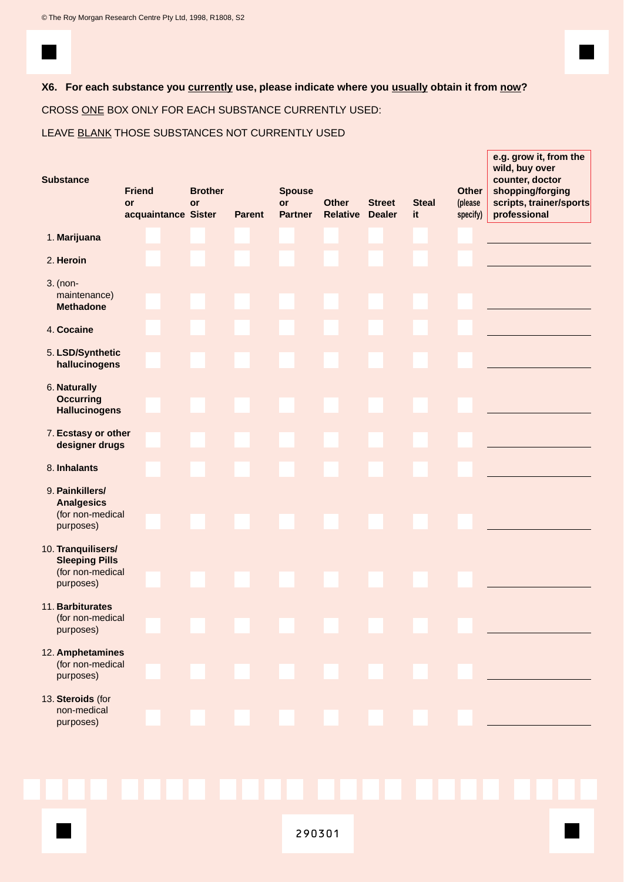© The Roy Morgan Research Centre Pty Ltd, 1998, R1808, S2

**X6. For each substance you currently use, please indicate where you usually obtain it from now?**

CROSS ONE BOX ONLY FOR EACH SUBSTANCE CURRENTLY USED:

LEAVE BLANK THOSE SUBSTANCES NOT CURRENTLY USED

| Substance | Friend or acquaintance | Brother or Sister | Parent | Spouse or Partner | Other Relative | Street Dealer | Steal it | Other (please specify) | e.g. grow it, from the wild, buy over counter, doctor shopping/forging scripts, trainer/sports professional |
|---|---|---|---|---|---|---|---|---|---|
| 1. **Marijuana** | ☐ | ☐ | ☐ | ☐ | ☐ | ☐ | ☐ | ☐ | ________ |
| 2. **Heroin** | ☐ | ☐ | ☐ | ☐ | ☐ | ☐ | ☐ | ☐ | ________ |
| 3. (non-maintenance) **Methadone** | ☐ | ☐ | ☐ | ☐ | ☐ | ☐ | ☐ | ☐ | ________ |
| 4. **Cocaine** | ☐ | ☐ | ☐ | ☐ | ☐ | ☐ | ☐ | ☐ | ________ |
| 5. **LSD/Synthetic hallucinogens** | ☐ | ☐ | ☐ | ☐ | ☐ | ☐ | ☐ | ☐ | ________ |
| 6. **Naturally Occurring Hallucinogens** | ☐ | ☐ | ☐ | ☐ | ☐ | ☐ | ☐ | ☐ | ________ |
| 7. **Ecstasy or other designer drugs** | ☐ | ☐ | ☐ | ☐ | ☐ | ☐ | ☐ | ☐ | ________ |
| 8. **Inhalants** | ☐ | ☐ | ☐ | ☐ | ☐ | ☐ | ☐ | ☐ | ________ |
| 9. **Painkillers/ Analgesics** (for non-medical purposes) | ☐ | ☐ | ☐ | ☐ | ☐ | ☐ | ☐ | ☐ | ________ |
| 10. **Tranquilisers/ Sleeping Pills** (for non-medical purposes) | ☐ | ☐ | ☐ | ☐ | ☐ | ☐ | ☐ | ☐ | ________ |
| 11. **Barbiturates** (for non-medical purposes) | ☐ | ☐ | ☐ | ☐ | ☐ | ☐ | ☐ | ☐ | ________ |
| 12. **Amphetamines** (for non-medical purposes) | ☐ | ☐ | ☐ | ☐ | ☐ | ☐ | ☐ | ☐ | ________ |
| 13. **Steroids** (for non-medical purposes) | ☐ | ☐ | ☐ | ☐ | ☐ | ☐ | ☐ | ☐ | ________ |

290301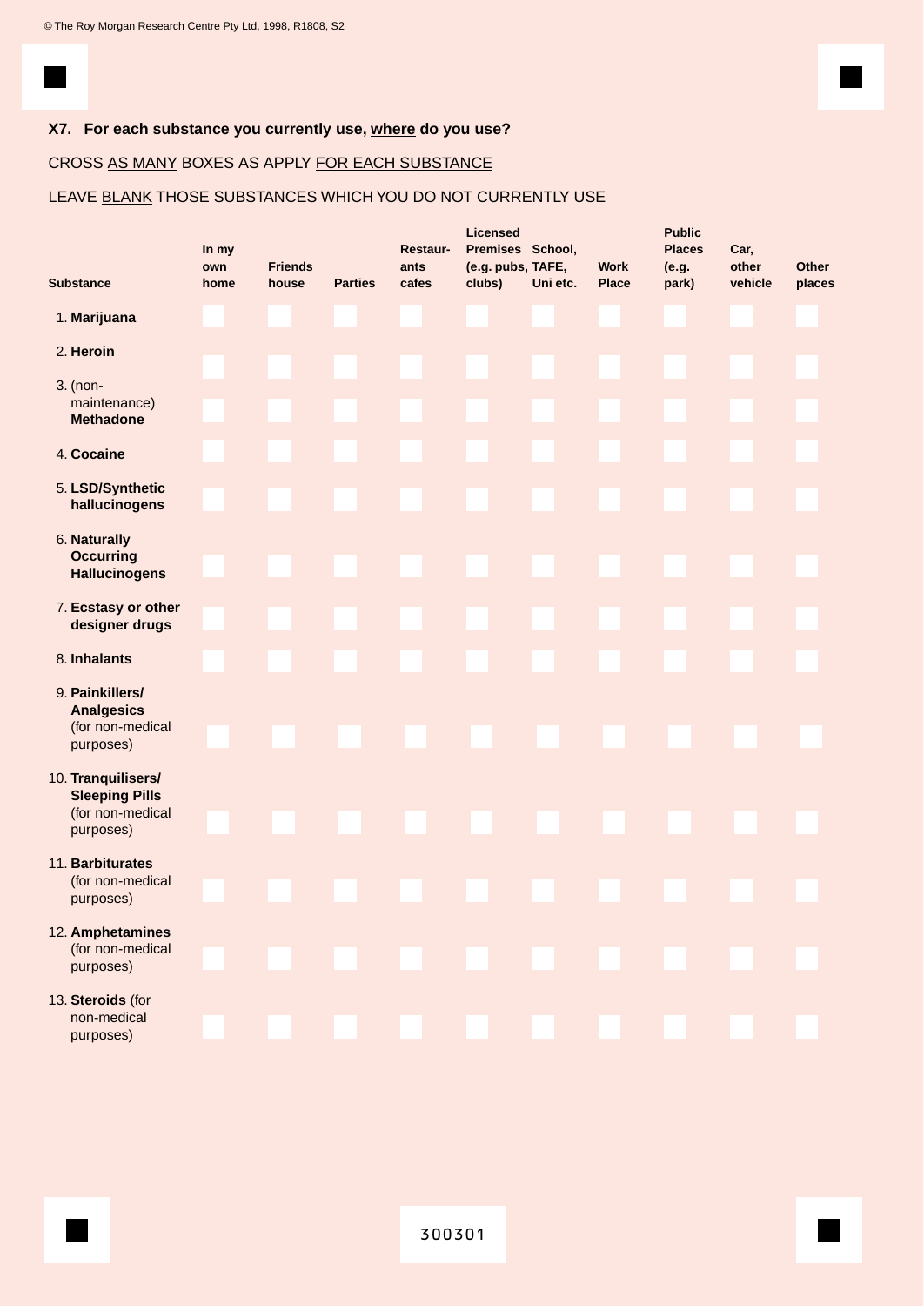**X7. For each substance you currently use, where do you use?**

CROSS AS MANY BOXES AS APPLY FOR EACH SUBSTANCE

LEAVE BLANK THOSE SUBSTANCES WHICH YOU DO NOT CURRENTLY USE

| Substance | In my own home | Friends house | Parties | Restaurants cafes | Licensed Premises (e.g. pubs, clubs) | School, TAFE, Uni etc. | Work Place | Public Places (e.g. park) | Car, other vehicle | Other places |
|---|---|---|---|---|---|---|---|---|---|---|
| 1. **Marijuana** | | | | | | | | | | |
| 2. **Heroin** | | | | | | | | | | |
| 3. (non-maintenance) **Methadone** | | | | | | | | | | |
| 4. **Cocaine** | | | | | | | | | | |
| 5. **LSD/Synthetic hallucinogens** | | | | | | | | | | |
| 6. **Naturally Occurring Hallucinogens** | | | | | | | | | | |
| 7. **Ecstasy or other designer drugs** | | | | | | | | | | |
| 8. **Inhalants** | | | | | | | | | | |
| 9. **Painkillers/ Analgesics** (for non-medical purposes) | | | | | | | | | | |
| 10. **Tranquilisers/ Sleeping Pills** (for non-medical purposes) | | | | | | | | | | |
| 11. **Barbiturates** (for non-medical purposes) | | | | | | | | | | |
| 12. **Amphetamines** (for non-medical purposes) | | | | | | | | | | |
| 13. **Steroids** (for non-medical purposes) | | | | | | | | | | |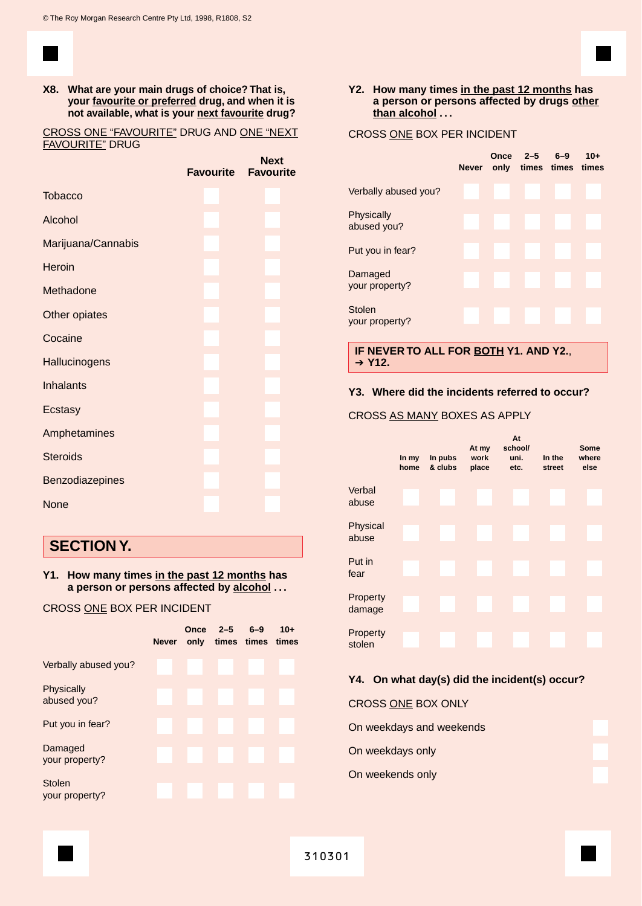© The Roy Morgan Research Centre Pty Ltd, 1998, R1808, S2

**X8. What are your main drugs of choice? That is, your <u>favourite or preferred</u> drug, and when it is not available, what is your <u>next favourite</u> drug?**

<u>CROSS ONE "FAVOURITE"</u> DRUG AND <u>ONE "NEXT FAVOURITE"</u> DRUG

| | Favourite | Next Favourite |
|---|---|---|
| Tobacco | | |
| Alcohol | | |
| Marijuana/Cannabis | | |
| Heroin | | |
| Methadone | | |
| Other opiates | | |
| Cocaine | | |
| Hallucinogens | | |
| Inhalants | | |
| Ecstasy | | |
| Amphetamines | | |
| Steroids | | |
| Benzodiazepines | | |
| None | | |

## SECTION Y.

**Y1. How many times <u>in the past 12 months</u> has a person or persons affected by <u>alcohol</u> . . .**

CROSS <u>ONE</u> BOX PER INCIDENT

| | Never | Once only | 2–5 times | 6–9 times | 10+ times |
|---|---|---|---|---|---|
| Verbally abused you? | | | | | |
| Physically abused you? | | | | | |
| Put you in fear? | | | | | |
| Damaged your property? | | | | | |
| Stolen your property? | | | | | |

**Y2. How many times <u>in the past 12 months</u> has a person or persons affected by drugs <u>other than alcohol</u> . . .**

CROSS <u>ONE</u> BOX PER INCIDENT

| | Never | Once only | 2–5 times | 6–9 times | 10+ times |
|---|---|---|---|---|---|
| Verbally abused you? | | | | | |
| Physically abused you? | | | | | |
| Put you in fear? | | | | | |
| Damaged your property? | | | | | |
| Stolen your property? | | | | | |

**IF NEVER TO ALL FOR <u>BOTH</u> Y1. AND Y2., ➔ Y12.**

**Y3. Where did the incidents referred to occur?**

CROSS <u>AS MANY</u> BOXES AS APPLY

| | In my home | In pubs & clubs | At my work place | At school/ uni. etc. | In the street | Some where else |
|---|---|---|---|---|---|---|
| Verbal abuse | | | | | | |
| Physical abuse | | | | | | |
| Put in fear | | | | | | |
| Property damage | | | | | | |
| Property stolen | | | | | | |

**Y4. On what day(s) did the incident(s) occur?**

CROSS <u>ONE</u> BOX ONLY

| | |
|---|---|
| On weekdays and weekends | |
| On weekdays only | |
| On weekends only | |

310301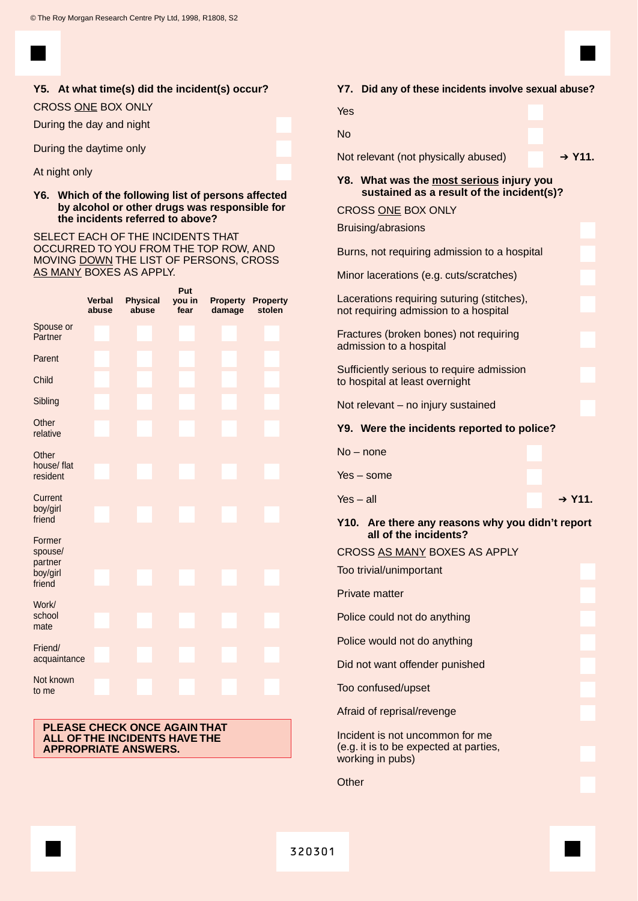© The Roy Morgan Research Centre Pty Ltd, 1998, R1808, S2

**Y5. At what time(s) did the incident(s) occur?**

CROSS ONE BOX ONLY

During the day and night

During the daytime only

At night only

**Y6. Which of the following list of persons affected by alcohol or other drugs was responsible for the incidents referred to above?**

SELECT EACH OF THE INCIDENTS THAT OCCURRED TO YOU FROM THE TOP ROW, AND MOVING DOWN THE LIST OF PERSONS, CROSS AS MANY BOXES AS APPLY.

| | Verbal abuse | Physical abuse | Put you in fear | Property damage | Property stolen |
|---|---|---|---|---|---|
| Spouse or Partner | | | | | |
| Parent | | | | | |
| Child | | | | | |
| Sibling | | | | | |
| Other relative | | | | | |
| Other house/ flat resident | | | | | |
| Current boy/girl friend | | | | | |
| Former spouse/ partner boy/girl friend | | | | | |
| Work/ school mate | | | | | |
| Friend/ acquaintance | | | | | |
| Not known to me | | | | | |

**PLEASE CHECK ONCE AGAIN THAT ALL OF THE INCIDENTS HAVE THE APPROPRIATE ANSWERS.**

**Y7. Did any of these incidents involve sexual abuse?**

Yes

No

Not relevant (not physically abused) ➔ **Y11.**

**Y8. What was the most serious injury you sustained as a result of the incident(s)?**

CROSS ONE BOX ONLY

Bruising/abrasions

Burns, not requiring admission to a hospital

Minor lacerations (e.g. cuts/scratches)

Lacerations requiring suturing (stitches), not requiring admission to a hospital

Fractures (broken bones) not requiring admission to a hospital

Sufficiently serious to require admission to hospital at least overnight

Not relevant – no injury sustained

**Y9. Were the incidents reported to police?**

No – none

Yes – some

Yes – all ➔ **Y11.**

**Y10. Are there any reasons why you didn't report all of the incidents?**

CROSS AS MANY BOXES AS APPLY

Too trivial/unimportant

Private matter

Police could not do anything

Police would not do anything

Did not want offender punished

Too confused/upset

Afraid of reprisal/revenge

Incident is not uncommon for me (e.g. it is to be expected at parties, working in pubs)

Other

320301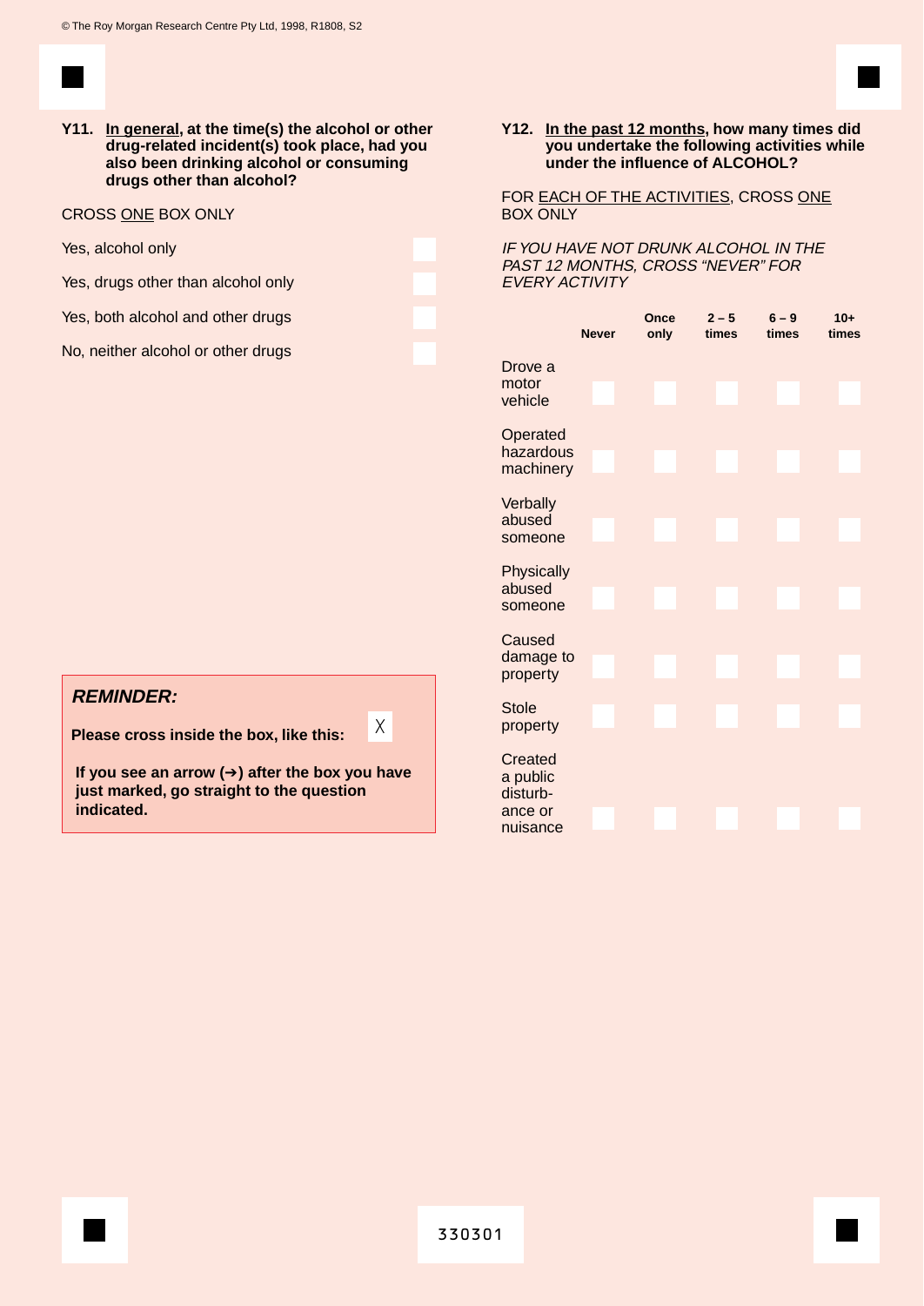© The Roy Morgan Research Centre Pty Ltd, 1998, R1808, S2

**Y11. In general, at the time(s) the alcohol or other drug-related incident(s) took place, had you also been drinking alcohol or consuming drugs other than alcohol?**

CROSS ONE BOX ONLY

- Yes, alcohol only ☐
- Yes, drugs other than alcohol only ☐
- Yes, both alcohol and other drugs ☐
- No, neither alcohol or other drugs ☐

**Y12. In the past 12 months, how many times did you undertake the following activities while under the influence of ALCOHOL?**

FOR EACH OF THE ACTIVITIES, CROSS ONE BOX ONLY

*IF YOU HAVE NOT DRUNK ALCOHOL IN THE PAST 12 MONTHS, CROSS "NEVER" FOR EVERY ACTIVITY*

| | Never | Once only | 2 – 5 times | 6 – 9 times | 10+ times |
|---|---|---|---|---|---|
| Drove a motor vehicle | ☐ | ☐ | ☐ | ☐ | ☐ |
| Operated hazardous machinery | ☐ | ☐ | ☐ | ☐ | ☐ |
| Verbally abused someone | ☐ | ☐ | ☐ | ☐ | ☐ |
| Physically abused someone | ☐ | ☐ | ☐ | ☐ | ☐ |
| Caused damage to property | ☐ | ☐ | ☐ | ☐ | ☐ |
| Stole property | ☐ | ☐ | ☐ | ☐ | ☐ |
| Created a public disturbance or nuisance | ☐ | ☐ | ☐ | ☐ | ☐ |

***REMINDER:***

**Please cross inside the box, like this:** X

**If you see an arrow (➔) after the box you have just marked, go straight to the question indicated.**

330301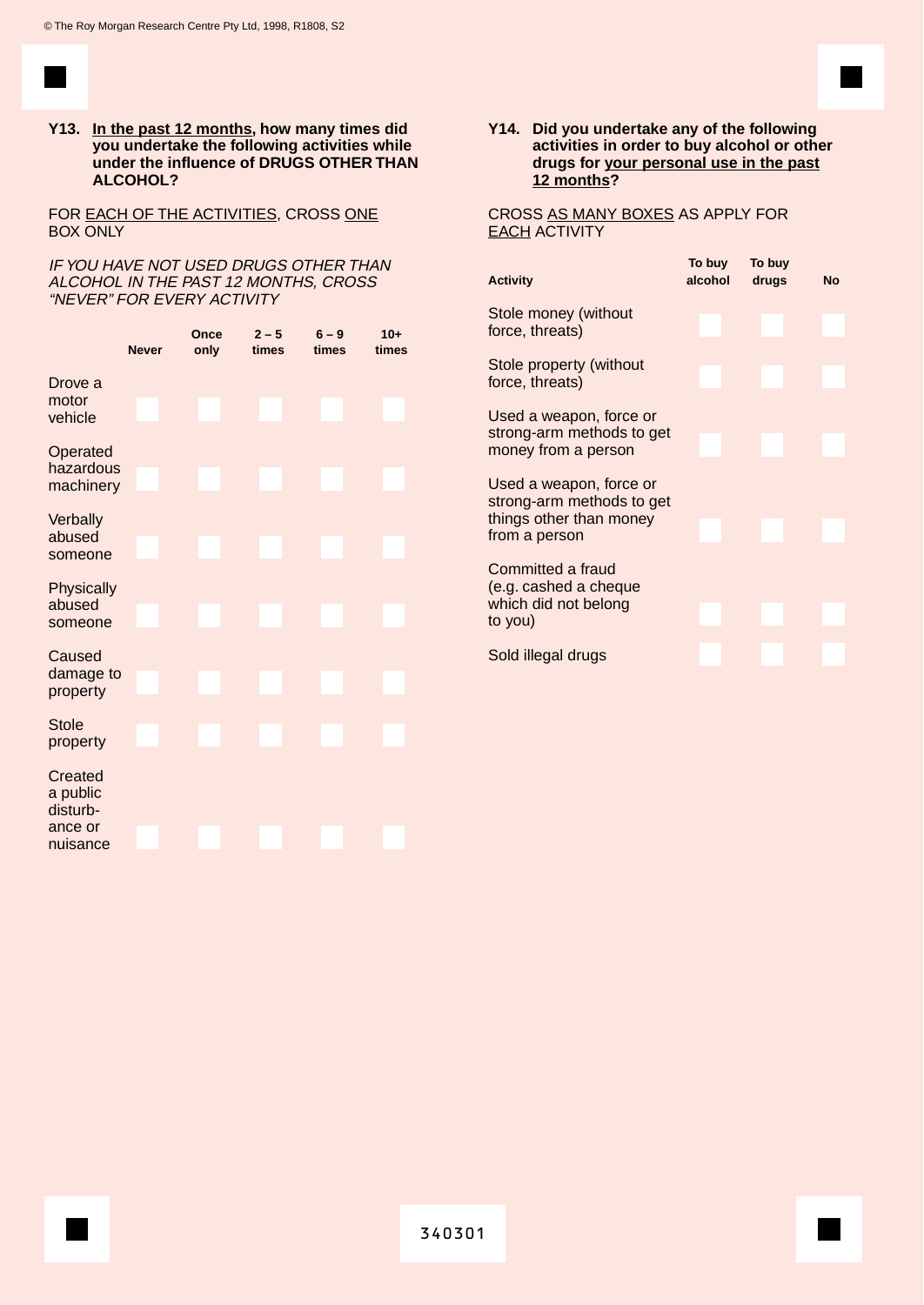**Y13. <u>In the past 12 months</u>, how many times did you undertake the following activities while under the influence of DRUGS OTHER THAN ALCOHOL?**

FOR <u>EACH OF THE ACTIVITIES</u>, CROSS <u>ONE</u> BOX ONLY

*IF YOU HAVE NOT USED DRUGS OTHER THAN ALCOHOL IN THE PAST 12 MONTHS, CROSS "NEVER" FOR EVERY ACTIVITY*

| | Never | Once only | 2 – 5 times | 6 – 9 times | 10+ times |
|---|---|---|---|---|---|
| Drove a motor vehicle | | | | | |
| Operated hazardous machinery | | | | | |
| Verbally abused someone | | | | | |
| Physically abused someone | | | | | |
| Caused damage to property | | | | | |
| Stole property | | | | | |
| Created a public disturbance or nuisance | | | | | |

**Y14. Did you undertake any of the following activities in order to buy alcohol or other drugs for <u>your personal use in the past 12 months</u>?**

CROSS <u>AS MANY BOXES</u> AS APPLY FOR <u>EACH</u> ACTIVITY

| Activity | To buy alcohol | To buy drugs | No |
|---|---|---|---|
| Stole money (without force, threats) | | | |
| Stole property (without force, threats) | | | |
| Used a weapon, force or strong-arm methods to get money from a person | | | |
| Used a weapon, force or strong-arm methods to get things other than money from a person | | | |
| Committed a fraud (e.g. cashed a cheque which did not belong to you) | | | |
| Sold illegal drugs | | | |

340301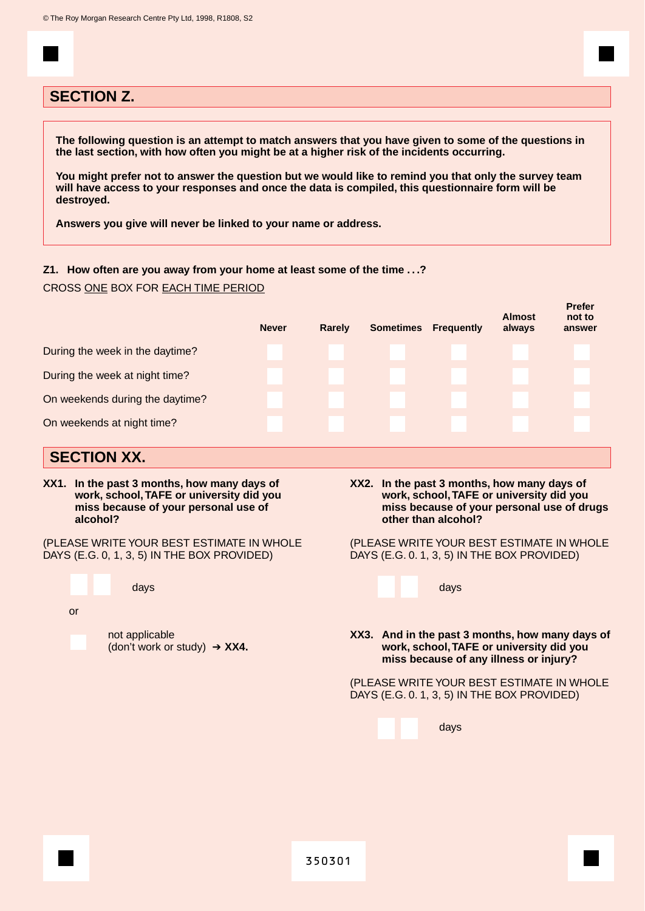© The Roy Morgan Research Centre Pty Ltd, 1998, R1808, S2

## SECTION Z.

**The following question is an attempt to match answers that you have given to some of the questions in the last section, with how often you might be at a higher risk of the incidents occurring.**

**You might prefer not to answer the question but we would like to remind you that only the survey team will have access to your responses and once the data is compiled, this questionnaire form will be destroyed.**

**Answers you give will never be linked to your name or address.**

**Z1. How often are you away from your home at least some of the time . . .?**

CROSS ONE BOX FOR EACH TIME PERIOD

| | Never | Rarely | Sometimes | Frequently | Almost always | Prefer not to answer |
|---|---|---|---|---|---|---|
| During the week in the daytime? | ☐ | ☐ | ☐ | ☐ | ☐ | ☐ |
| During the week at night time? | ☐ | ☐ | ☐ | ☐ | ☐ | ☐ |
| On weekends during the daytime? | ☐ | ☐ | ☐ | ☐ | ☐ | ☐ |
| On weekends at night time? | ☐ | ☐ | ☐ | ☐ | ☐ | ☐ |

## SECTION XX.

**XX1. In the past 3 months, how many days of work, school, TAFE or university did you miss because of your personal use of alcohol?**

(PLEASE WRITE YOUR BEST ESTIMATE IN WHOLE DAYS (E.G. 0, 1, 3, 5) IN THE BOX PROVIDED)

☐☐ days

or

☐ not applicable (don't work or study) ➔ **XX4.**

**XX2. In the past 3 months, how many days of work, school, TAFE or university did you miss because of your personal use of drugs other than alcohol?**

(PLEASE WRITE YOUR BEST ESTIMATE IN WHOLE DAYS (E.G. 0. 1, 3, 5) IN THE BOX PROVIDED)

☐☐ days

**XX3. And in the past 3 months, how many days of work, school, TAFE or university did you miss because of any illness or injury?**

(PLEASE WRITE YOUR BEST ESTIMATE IN WHOLE DAYS (E.G. 0. 1, 3, 5) IN THE BOX PROVIDED)

☐☐ days

350301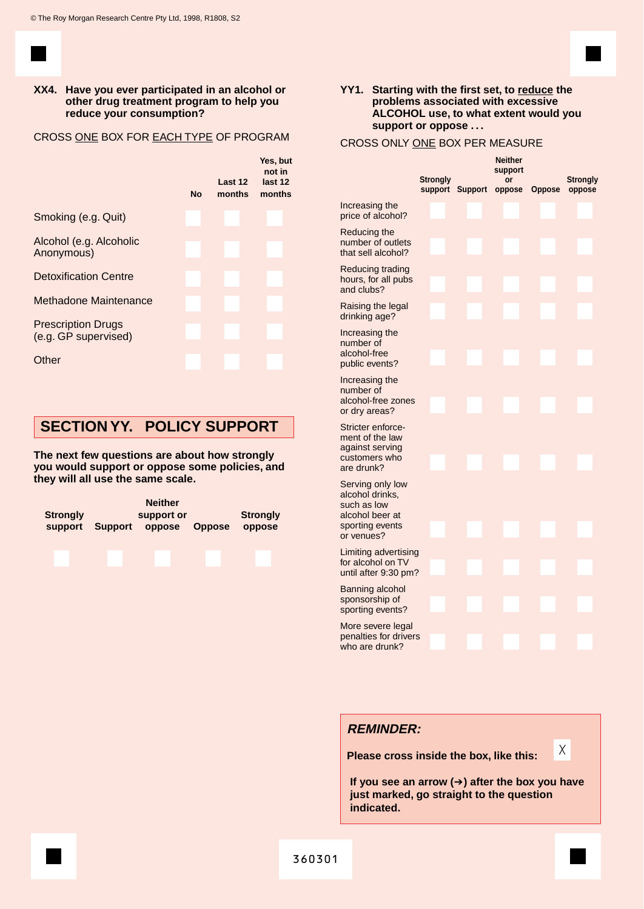© The Roy Morgan Research Centre Pty Ltd, 1998, R1808, S2

**XX4. Have you ever participated in an alcohol or other drug treatment program to help you reduce your consumption?**

CROSS ONE BOX FOR EACH TYPE OF PROGRAM

| | No | Last 12 months | Yes, but not in last 12 months |
|---|---|---|---|
| Smoking (e.g. Quit) | | | |
| Alcohol (e.g. Alcoholic Anonymous) | | | |
| Detoxification Centre | | | |
| Methadone Maintenance | | | |
| Prescription Drugs (e.g. GP supervised) | | | |
| Other | | | |

## SECTION YY. POLICY SUPPORT

**The next few questions are about how strongly you would support or oppose some policies, and they will all use the same scale.**

| Strongly support | Support | Neither support or oppose | Oppose | Strongly oppose |
|---|---|---|---|---|
| | | | | |

**YY1. Starting with the first set, to reduce the problems associated with excessive ALCOHOL use, to what extent would you support or oppose . . .**

CROSS ONLY ONE BOX PER MEASURE

| | Strongly support | Support | Neither support or oppose | Oppose | Strongly oppose |
|---|---|---|---|---|---|
| Increasing the price of alcohol? | | | | | |
| Reducing the number of outlets that sell alcohol? | | | | | |
| Reducing trading hours, for all pubs and clubs? | | | | | |
| Raising the legal drinking age? | | | | | |
| Increasing the number of alcohol-free public events? | | | | | |
| Increasing the number of alcohol-free zones or dry areas? | | | | | |
| Stricter enforcement of the law against serving customers who are drunk? | | | | | |
| Serving only low alcohol drinks, such as low alcohol beer at sporting events or venues? | | | | | |
| Limiting advertising for alcohol on TV until after 9:30 pm? | | | | | |
| Banning alcohol sponsorship of sporting events? | | | | | |
| More severe legal penalties for drivers who are drunk? | | | | | |

***REMINDER:***

**Please cross inside the box, like this:** X

**If you see an arrow (➔) after the box you have just marked, go straight to the question indicated.**

360301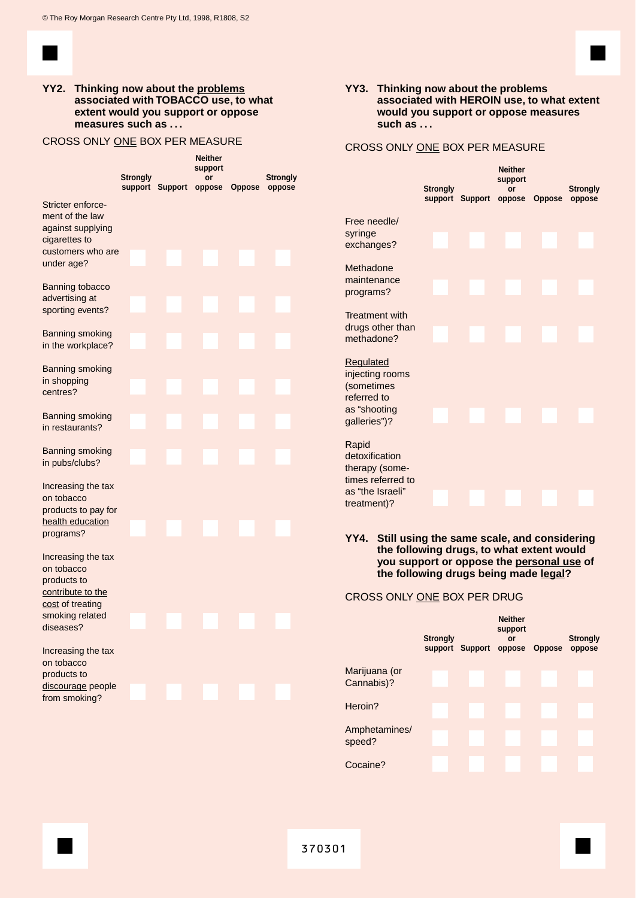**YY2. Thinking now about the problems associated with TOBACCO use, to what extent would you support or oppose measures such as . . .**

CROSS ONLY ONE BOX PER MEASURE

| | Strongly support | Support | Neither support or oppose | Oppose | Strongly oppose |
|---|---|---|---|---|---|
| Stricter enforcement of the law against supplying cigarettes to customers who are under age? | | | | | |
| Banning tobacco advertising at sporting events? | | | | | |
| Banning smoking in the workplace? | | | | | |
| Banning smoking in shopping centres? | | | | | |
| Banning smoking in restaurants? | | | | | |
| Banning smoking in pubs/clubs? | | | | | |
| Increasing the tax on tobacco products to pay for health education programs? | | | | | |
| Increasing the tax on tobacco products to contribute to the cost of treating smoking related diseases? | | | | | |
| Increasing the tax on tobacco products to discourage people from smoking? | | | | | |

**YY3. Thinking now about the problems associated with HEROIN use, to what extent would you support or oppose measures such as . . .**

CROSS ONLY ONE BOX PER MEASURE

| | Strongly support | Support | Neither support or oppose | Oppose | Strongly oppose |
|---|---|---|---|---|---|
| Free needle/syringe exchanges? | | | | | |
| Methadone maintenance programs? | | | | | |
| Treatment with drugs other than methadone? | | | | | |
| Regulated injecting rooms (sometimes referred to as "shooting galleries")? | | | | | |
| Rapid detoxification therapy (sometimes referred to as "the Israeli" treatment)? | | | | | |

**YY4. Still using the same scale, and considering the following drugs, to what extent would you support or oppose the personal use of the following drugs being made legal?**

CROSS ONLY ONE BOX PER DRUG

| | Strongly support | Support | Neither support or oppose | Oppose | Strongly oppose |
|---|---|---|---|---|---|
| Marijuana (or Cannabis)? | | | | | |
| Heroin? | | | | | |
| Amphetamines/speed? | | | | | |
| Cocaine? | | | | | |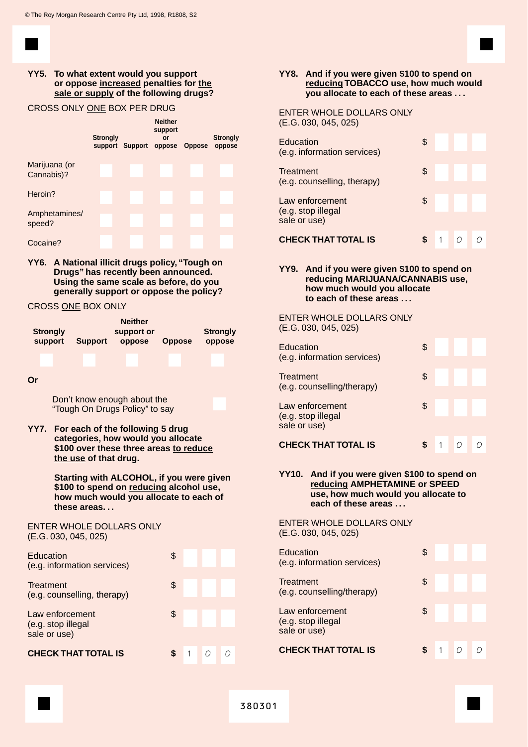© The Roy Morgan Research Centre Pty Ltd, 1998, R1808, S2

**YY5. To what extent would you support or oppose increased penalties for the sale or supply of the following drugs?**

CROSS ONLY ONE BOX PER DRUG

| | Strongly support | Support | Neither support or oppose | Oppose | Strongly oppose |
|---|---|---|---|---|---|
| Marijuana (or Cannabis)? | | | | | |
| Heroin? | | | | | |
| Amphetamines/ speed? | | | | | |
| Cocaine? | | | | | |

**YY6. A National illicit drugs policy, "Tough on Drugs" has recently been announced. Using the same scale as before, do you generally support or oppose the policy?**

CROSS ONE BOX ONLY

| Strongly support | Support | Neither support or oppose | Oppose | Strongly oppose |
|---|---|---|---|---|
| | | | | |

**Or**

Don't know enough about the "Tough On Drugs Policy" to say

**YY7. For each of the following 5 drug categories, how would you allocate $100 over these three areas to reduce the use of that drug.**

**Starting with ALCOHOL, if you were given $100 to spend on reducing alcohol use, how much would you allocate to each of these areas. . .**

ENTER WHOLE DOLLARS ONLY
(E.G. 030, 045, 025)

| Area | $ |
|---|---|
| Education (e.g. information services) | $ |
| Treatment (e.g. counselling, therapy) | $ |
| Law enforcement (e.g. stop illegal sale or use) | $ |
| **CHECK THAT TOTAL IS** | **$** 1 0 0 |

**YY8. And if you were given $100 to spend on reducing TOBACCO use, how much would you allocate to each of these areas . . .**

ENTER WHOLE DOLLARS ONLY
(E.G. 030, 045, 025)

| Area | $ |
|---|---|
| Education (e.g. information services) | $ |
| Treatment (e.g. counselling, therapy) | $ |
| Law enforcement (e.g. stop illegal sale or use) | $ |
| **CHECK THAT TOTAL IS** | **$** 1 0 0 |

**YY9. And if you were given $100 to spend on reducing MARIJUANA/CANNABIS use, how much would you allocate to each of these areas . . .**

ENTER WHOLE DOLLARS ONLY
(E.G. 030, 045, 025)

| Area | $ |
|---|---|
| Education (e.g. information services) | $ |
| Treatment (e.g. counselling/therapy) | $ |
| Law enforcement (e.g. stop illegal sale or use) | $ |
| **CHECK THAT TOTAL IS** | **$** 1 0 0 |

**YY10. And if you were given $100 to spend on reducing AMPHETAMINE or SPEED use, how much would you allocate to each of these areas . . .**

ENTER WHOLE DOLLARS ONLY
(E.G. 030, 045, 025)

| Area | $ |
|---|---|
| Education (e.g. information services) | $ |
| Treatment (e.g. counselling/therapy) | $ |
| Law enforcement (e.g. stop illegal sale or use) | $ |
| **CHECK THAT TOTAL IS** | **$** 1 0 0 |

380301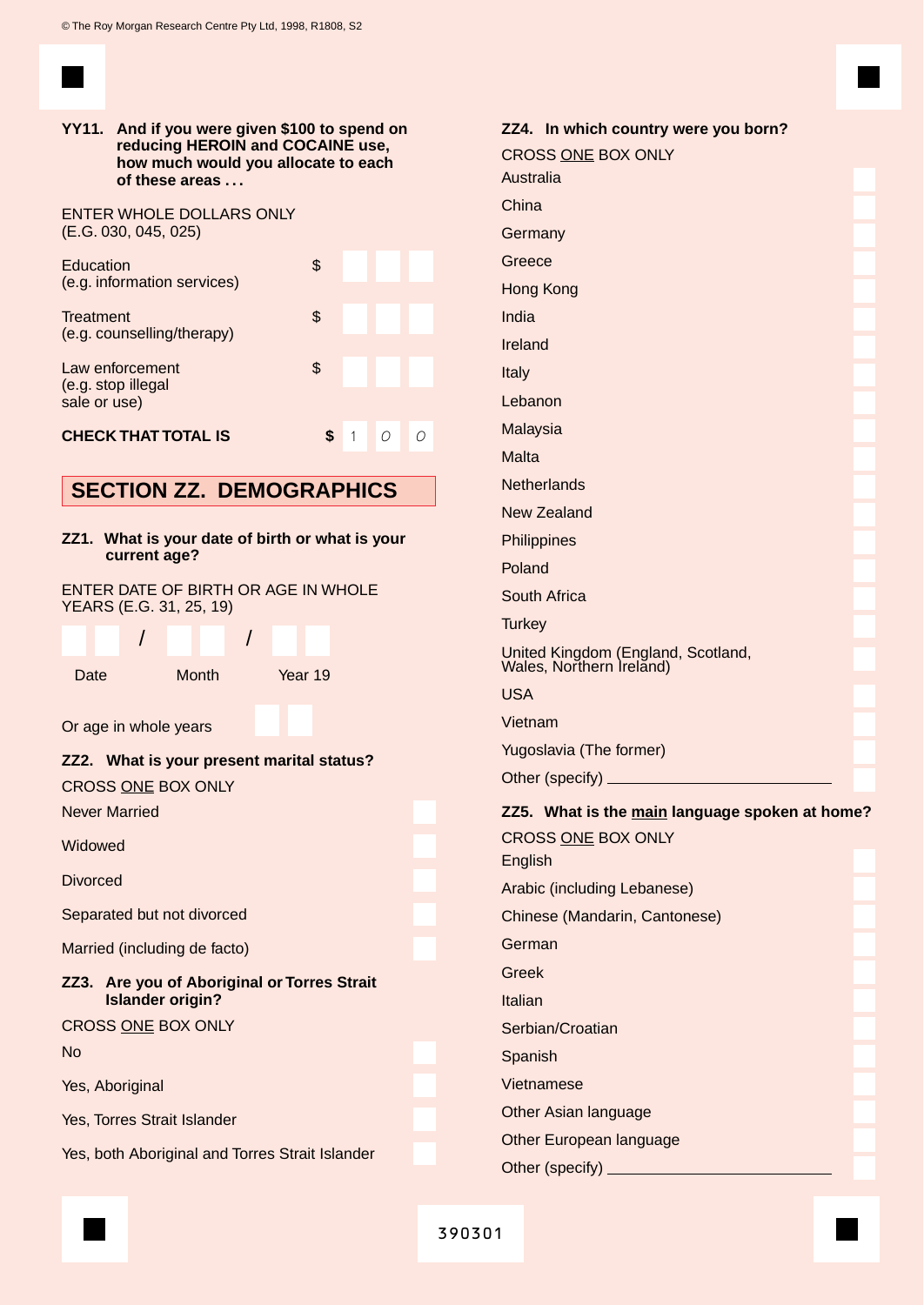YY11. **And if you were given $100 to spend on reducing HEROIN and COCAINE use, how much would you allocate to each of these areas . . .**

ENTER WHOLE DOLLARS ONLY
(E.G. 030, 045, 025)

| | | | | |
|---|---|---|---|---|
| Education (e.g. information services) | $ | | | |
| Treatment (e.g. counselling/therapy) | $ | | | |
| Law enforcement (e.g. stop illegal sale or use) | $ | | | |
| **CHECK THAT TOTAL IS** | **$** | 1 | 0 | 0 |

## SECTION ZZ. DEMOGRAPHICS

**ZZ1. What is your date of birth or what is your current age?**

ENTER DATE OF BIRTH OR AGE IN WHOLE YEARS (E.G. 31, 25, 19)

__ __ / __ __ / __ __

Date Month Year 19

Or age in whole years __ __

**ZZ2. What is your present marital status?**

CROSS ONE BOX ONLY

- Never Married
- Widowed
- Divorced
- Separated but not divorced
- Married (including de facto)

**ZZ3. Are you of Aboriginal or Torres Strait Islander origin?**

CROSS ONE BOX ONLY

- No
- Yes, Aboriginal
- Yes, Torres Strait Islander
- Yes, both Aboriginal and Torres Strait Islander

**ZZ4. In which country were you born?**

CROSS ONE BOX ONLY

- Australia
- China
- Germany
- Greece
- Hong Kong
- India
- Ireland
- Italy
- Lebanon
- Malaysia
- Malta
- Netherlands
- New Zealand
- Philippines
- Poland
- South Africa
- Turkey
- United Kingdom (England, Scotland, Wales, Northern Ireland)
- USA
- Vietnam
- Yugoslavia (The former)
- Other (specify) ______________

**ZZ5. What is the main language spoken at home?**

CROSS ONE BOX ONLY

- English
- Arabic (including Lebanese)
- Chinese (Mandarin, Cantonese)
- German
- Greek
- Italian
- Serbian/Croatian
- Spanish
- Vietnamese
- Other Asian language
- Other European language
- Other (specify) ______________

390301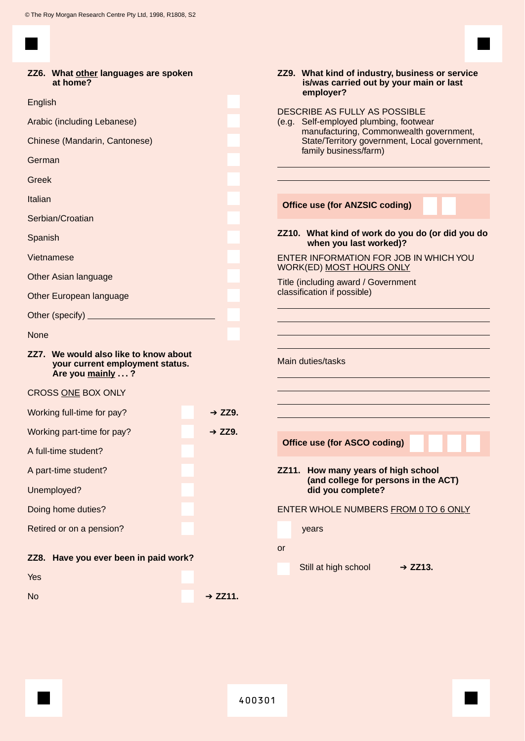© The Roy Morgan Research Centre Pty Ltd, 1998, R1808, S2

**ZZ6. What <u>other</u> languages are spoken at home?**

- English
- Arabic (including Lebanese)
- Chinese (Mandarin, Cantonese)
- German
- Greek
- Italian
- Serbian/Croatian
- Spanish
- Vietnamese
- Other Asian language
- Other European language
- Other (specify) ______________________
- None

**ZZ7. We would also like to know about your current employment status. Are you <u>mainly</u> . . . ?**

CROSS <u>ONE</u> BOX ONLY

- Working full-time for pay? **➔ ZZ9.**
- Working part-time for pay? **➔ ZZ9.**
- A full-time student?
- A part-time student?
- Unemployed?
- Doing home duties?
- Retired or on a pension?

**ZZ8. Have you ever been in paid work?**

- Yes
- No **➔ ZZ11.**

**ZZ9. What kind of industry, business or service is/was carried out by your main or last employer?**

DESCRIBE AS FULLY AS POSSIBLE
(e.g. Self-employed plumbing, footwear manufacturing, Commonwealth government, State/Territory government, Local government, family business/farm)

______________________________

______________________________

**Office use (for ANZSIC coding)**

**ZZ10. What kind of work do you do (or did you do when you last worked)?**

ENTER INFORMATION FOR JOB IN WHICH YOU WORK(ED) <u>MOST HOURS ONLY</u>

Title (including award / Government classification if possible)

______________________________

______________________________

______________________________

______________________________

Main duties/tasks

______________________________

______________________________

______________________________

______________________________

**Office use (for ASCO coding)**

**ZZ11. How many years of high school (and college for persons in the ACT) did you complete?**

ENTER WHOLE NUMBERS <u>FROM 0 TO 6 ONLY</u>

years

or

Still at high school **➔ ZZ13.**

400301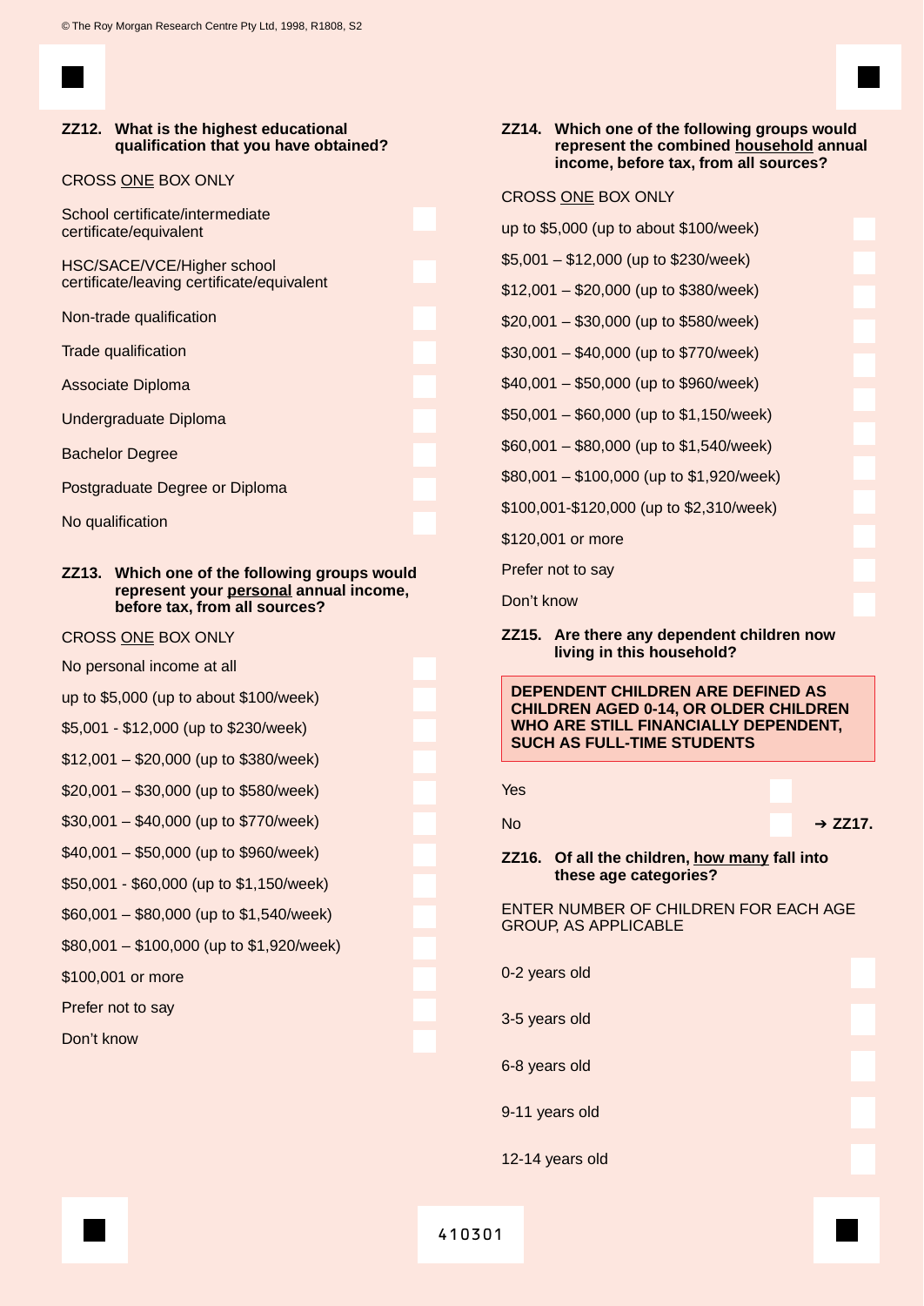**ZZ12. What is the highest educational qualification that you have obtained?**

CROSS ONE BOX ONLY

- School certificate/intermediate certificate/equivalent
- HSC/SACE/VCE/Higher school certificate/leaving certificate/equivalent
- Non-trade qualification
- Trade qualification
- Associate Diploma
- Undergraduate Diploma
- Bachelor Degree
- Postgraduate Degree or Diploma
- No qualification

**ZZ13. Which one of the following groups would represent your personal annual income, before tax, from all sources?**

CROSS ONE BOX ONLY

- No personal income at all
- up to $5,000 (up to about $100/week)
- $5,001 - $12,000 (up to $230/week)
- $12,001 – $20,000 (up to $380/week)
- $20,001 – $30,000 (up to $580/week)
- $30,001 – $40,000 (up to $770/week)
- $40,001 – $50,000 (up to $960/week)
- $50,001 - $60,000 (up to $1,150/week)
- $60,001 – $80,000 (up to $1,540/week)
- $80,001 – $100,000 (up to $1,920/week)
- $100,001 or more
- Prefer not to say
- Don't know

**ZZ14. Which one of the following groups would represent the combined household annual income, before tax, from all sources?**

CROSS ONE BOX ONLY

- up to $5,000 (up to about $100/week)
- $5,001 – $12,000 (up to $230/week)
- $12,001 – $20,000 (up to $380/week)
- $20,001 – $30,000 (up to $580/week)
- $30,001 – $40,000 (up to $770/week)
- $40,001 – $50,000 (up to $960/week)
- $50,001 – $60,000 (up to $1,150/week)
- $60,001 – $80,000 (up to $1,540/week)
- $80,001 – $100,000 (up to $1,920/week)
- $100,001-$120,000 (up to $2,310/week)
- $120,001 or more
- Prefer not to say
- Don't know

**ZZ15. Are there any dependent children now living in this household?**

**DEPENDENT CHILDREN ARE DEFINED AS CHILDREN AGED 0-14, OR OLDER CHILDREN WHO ARE STILL FINANCIALLY DEPENDENT, SUCH AS FULL-TIME STUDENTS**

- Yes
- No → **ZZ17.**

**ZZ16. Of all the children, how many fall into these age categories?**

ENTER NUMBER OF CHILDREN FOR EACH AGE GROUP, AS APPLICABLE

- 0-2 years old
- 3-5 years old
- 6-8 years old
- 9-11 years old
- 12-14 years old

410301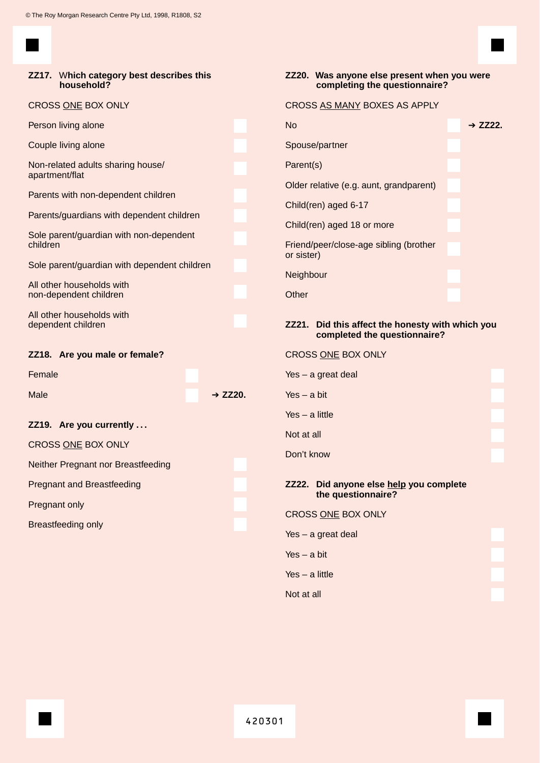© The Roy Morgan Research Centre Pty Ltd, 1998, R1808, S2

**ZZ17. Which category best describes this household?**

CROSS <u>ONE</u> BOX ONLY

- Person living alone
- Couple living alone
- Non-related adults sharing house/ apartment/flat
- Parents with non-dependent children
- Parents/guardians with dependent children
- Sole parent/guardian with non-dependent children
- Sole parent/guardian with dependent children
- All other households with non-dependent children
- All other households with dependent children

**ZZ18. Are you male or female?**

- Female
- Male ➔ **ZZ20.**

**ZZ19. Are you currently . . .**

CROSS <u>ONE</u> BOX ONLY

- Neither Pregnant nor Breastfeeding
- Pregnant and Breastfeeding
- Pregnant only
- Breastfeeding only

**ZZ20. Was anyone else present when you were completing the questionnaire?**

CROSS <u>AS MANY</u> BOXES AS APPLY

- No ➔ **ZZ22.**
- Spouse/partner
- Parent(s)
- Older relative (e.g. aunt, grandparent)
- Child(ren) aged 6-17
- Child(ren) aged 18 or more
- Friend/peer/close-age sibling (brother or sister)
- Neighbour
- Other

**ZZ21. Did this affect the honesty with which you completed the questionnaire?**

CROSS <u>ONE</u> BOX ONLY

- Yes – a great deal
- Yes – a bit
- Yes – a little
- Not at all
- Don't know

**ZZ22. Did anyone else <u>help</u> you complete the questionnaire?**

CROSS <u>ONE</u> BOX ONLY

- Yes – a great deal
- Yes – a bit
- Yes – a little
- Not at all

420301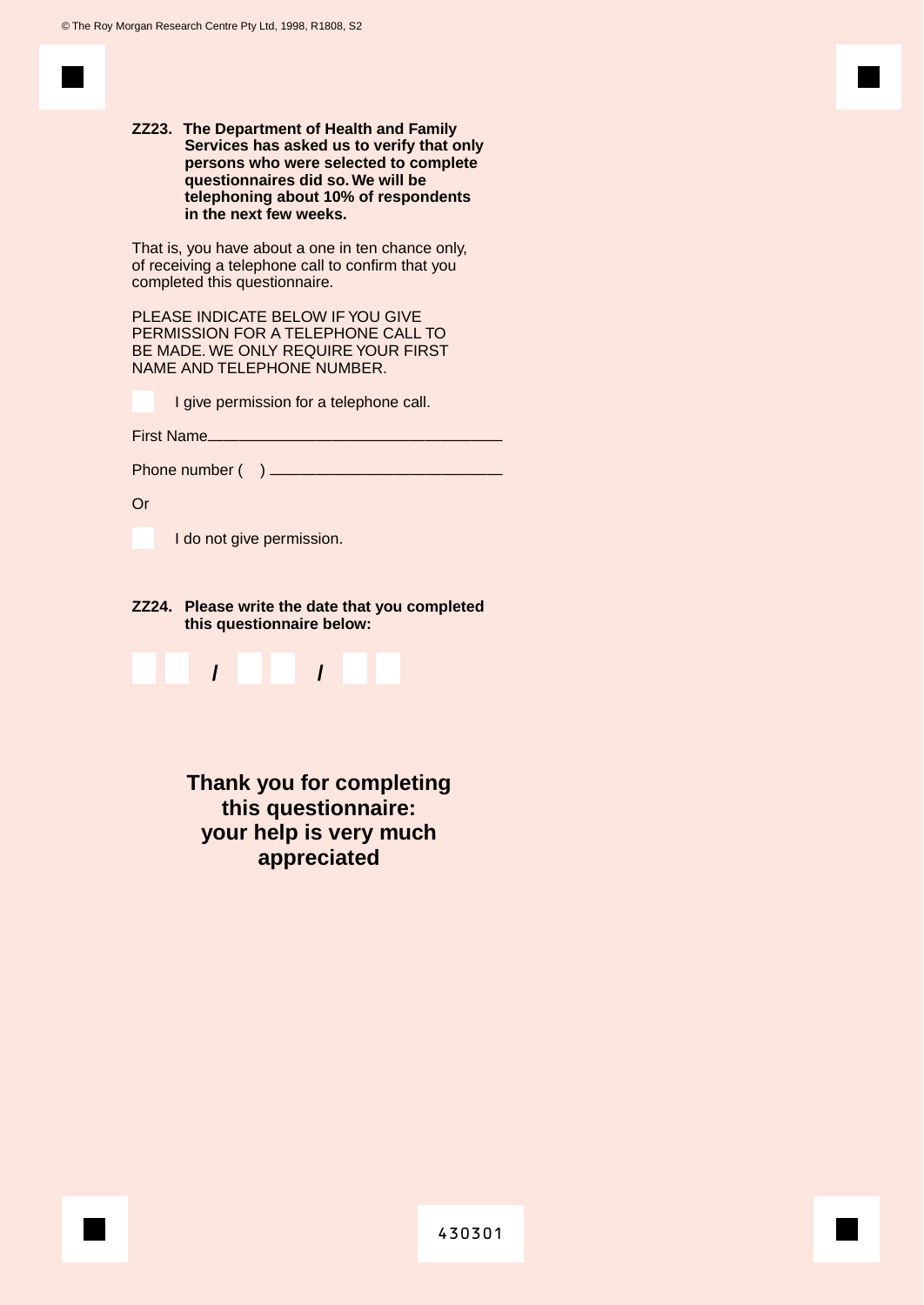**ZZ23. The Department of Health and Family Services has asked us to verify that only persons who were selected to complete questionnaires did so. We will be telephoning about 10% of respondents in the next few weeks.**

That is, you have about a one in ten chance only, of receiving a telephone call to confirm that you completed this questionnaire.

PLEASE INDICATE BELOW IF YOU GIVE PERMISSION FOR A TELEPHONE CALL TO BE MADE. WE ONLY REQUIRE YOUR FIRST NAME AND TELEPHONE NUMBER.

☐ I give permission for a telephone call.

First Name___________________________________

Phone number (    ) ____________________________

Or

☐ I do not give permission.

**ZZ24. Please write the date that you completed this questionnaire below:**

☐☐ / ☐☐ / ☐☐

**Thank you for completing this questionnaire: your help is very much appreciated**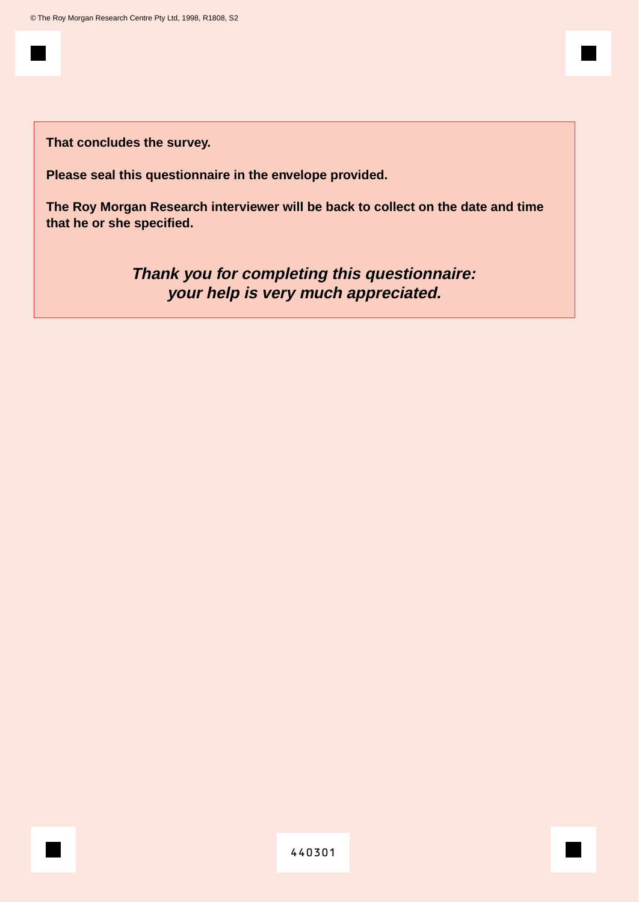**That concludes the survey.**

**Please seal this questionnaire in the envelope provided.**

**The Roy Morgan Research interviewer will be back to collect on the date and time that he or she specified.**

***Thank you for completing this questionnaire: your help is very much appreciated.***